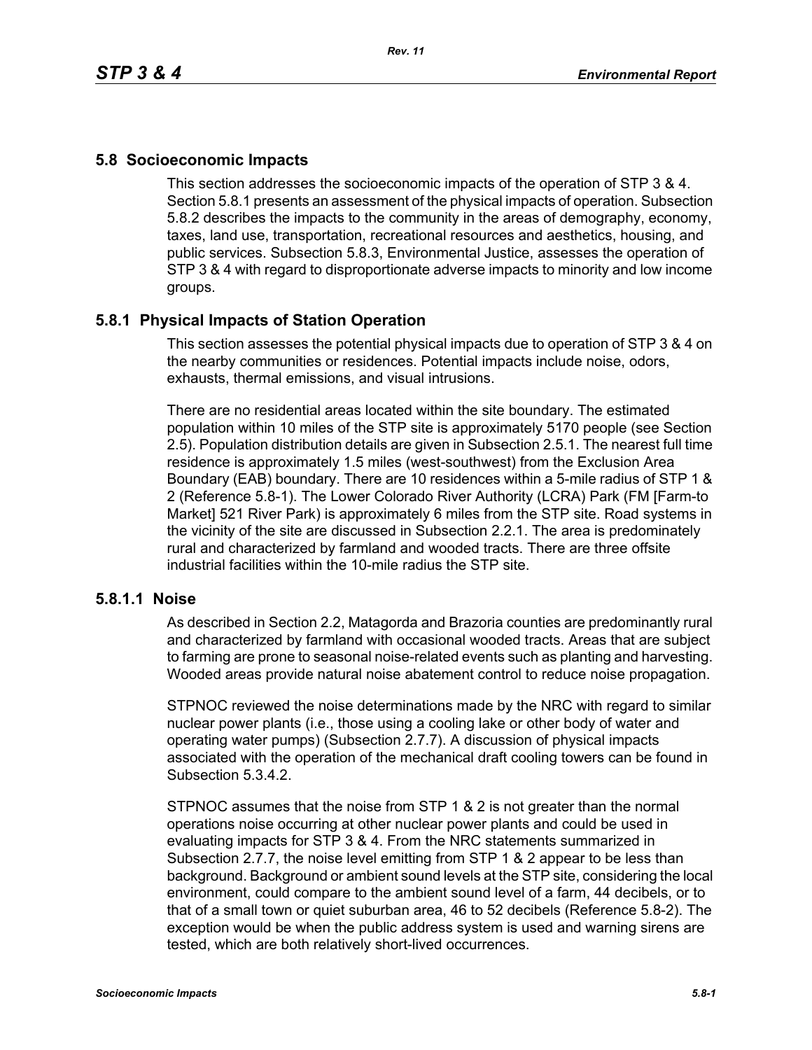## 5.8 Socioeconomic Impacts

This section addresses the socioeconomic impacts of the operation of STP 3 & 4. Section 5.8.1 presents an assessment of the physical impacts of operation. Subsection 5.8.2 describes the impacts to the community in the areas of demography, economy, taxes, land use, transportation, recreational resources and aesthetics, housing, and public services. Subsection 5.8.3, Environmental Justice, assesses the operation of STP 3 & 4 with regard to disproportionate adverse impacts to minority and low income groups.

### 5.8.1 Physical Impacts of Station Operation

This section assesses the potential physical impacts due to operation of STP 3 & 4 on the nearby communities or residences. Potential impacts include noise, odors, exhausts, thermal emissions, and visual intrusions.

There are no residential areas located within the site boundary. The estimated population within 10 miles of the STP site is approximately 5170 people (see Section 2.5). Population distribution details are given in Subsection 2.5.1. The nearest full time residence is approximately 1.5 miles (west-southwest) from the Exclusion Area Boundary (EAB) boundary. There are 10 residences within a 5-mile radius of STP 1 & 2 (Reference 5.8-1). The Lower Colorado River Authority (LCRA) Park (FM [Farm-to Market] 521 River Park) is approximately 6 miles from the STP site. Road systems in the vicinity of the site are discussed in Subsection 2.2.1. The area is predominately rural and characterized by farmland and wooded tracts. There are three offsite industrial facilities within the 10-mile radius the STP site.

#### 5.8.1.1 Noise

As described in Section 2.2, Matagorda and Brazoria counties are predominantly rural and characterized by farmland with occasional wooded tracts. Areas that are subject to farming are prone to seasonal noise-related events such as planting and harvesting. Wooded areas provide natural noise abatement control to reduce noise propagation.

STPNOC reviewed the noise determinations made by the NRC with regard to similar nuclear power plants (i.e., those using a cooling lake or other body of water and operating water pumps) (Subsection 2.7.7). A discussion of physical impacts associated with the operation of the mechanical draft cooling towers can be found in Subsection 5.3.4.2.

STPNOC assumes that the noise from STP 1 & 2 is not greater than the normal operations noise occurring at other nuclear power plants and could be used in evaluating impacts for STP 3 & 4. From the NRC statements summarized in Subsection 2.7.7, the noise level emitting from STP 1 & 2 appear to be less than background. Background or ambient sound levels at the STP site, considering the local environment, could compare to the ambient sound level of a farm, 44 decibels, or to that of a small town or quiet suburban area, 46 to 52 decibels (Reference 5.8-2). The exception would be when the public address system is used and warning sirens are tested, which are both relatively short-lived occurrences.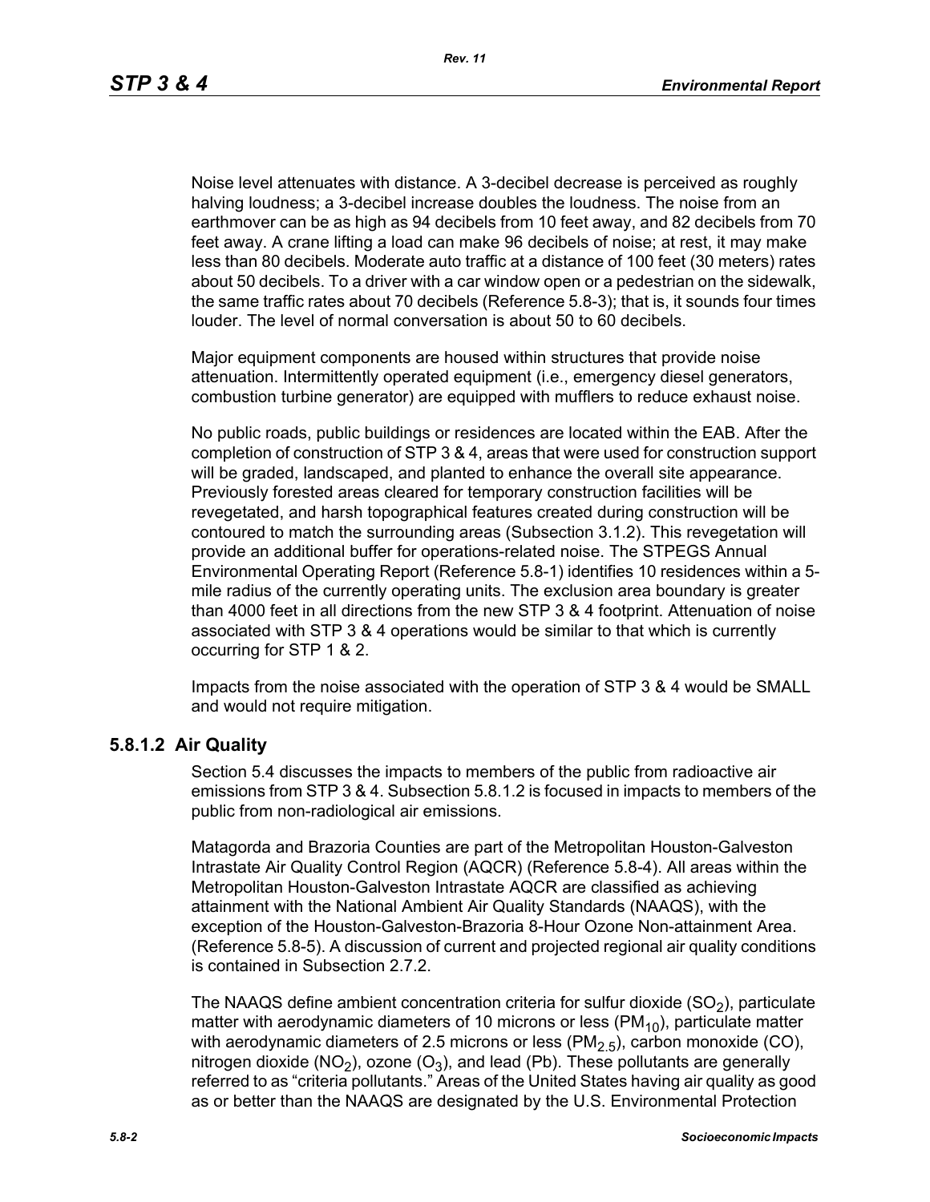Noise level attenuates with distance. A 3-decibel decrease is perceived as roughly halving loudness; a 3-decibel increase doubles the loudness. The noise from an earthmover can be as high as 94 decibels from 10 feet away, and 82 decibels from 70 feet away. A crane lifting a load can make 96 decibels of noise; at rest, it may make less than 80 decibels. Moderate auto traffic at a distance of 100 feet (30 meters) rates about 50 decibels. To a driver with a car window open or a pedestrian on the sidewalk, the same traffic rates about 70 decibels (Reference 5.8-3); that is, it sounds four times louder. The level of normal conversation is about 50 to 60 decibels.

Major equipment components are housed within structures that provide noise attenuation. Intermittently operated equipment (i.e., emergency diesel generators, combustion turbine generator) are equipped with mufflers to reduce exhaust noise.

No public roads, public buildings or residences are located within the EAB. After the completion of construction of STP 3 & 4, areas that were used for construction support will be graded, landscaped, and planted to enhance the overall site appearance. Previously forested areas cleared for temporary construction facilities will be revegetated, and harsh topographical features created during construction will be contoured to match the surrounding areas (Subsection 3.1.2). This revegetation will provide an additional buffer for operations-related noise. The STPEGS Annual Environmental Operating Report (Reference 5.8-1) identifies 10 residences within a 5-mile radius of the currently operating units. The exclusion area boundary is greater than 4000 feet in all directions from the new STP 3 & 4 footprint. Attenuation of noise associated with STP 3 & 4 operations would be similar to that which is currently occurring for STP 1 & 2.

Impacts from the noise associated with the operation of STP 3 & 4 would be SMALL and would not require mitigation.

### 5.8.1.2 Air Quality

Section 5.4 discusses the impacts to members of the public from radioactive air emissions from STP 3 & 4. Subsection 5.8.1.2 is focused in impacts to members of the public from non-radiological air emissions.

Matagorda and Brazoria Counties are part of the Metropolitan Houston-Galveston Intrastate Air Quality Control Region (AQCR) (Reference 5.8-4). All areas within the Metropolitan Houston-Galveston Intrastate AQCR are classified as achieving attainment with the National Ambient Air Quality Standards (NAAQS), with the exception of the Houston-Galveston-Brazoria 8-Hour Ozone Non-attainment Area. (Reference 5.8-5). A discussion of current and projected regional air quality conditions is contained in Subsection 2.7.2.

The NAAQS define ambient concentration criteria for sulfur dioxide ($SO_2$), particulate matter with aerodynamic diameters of 10 microns or less ($PM_{10}$), particulate matter with aerodynamic diameters of 2.5 microns or less ($PM_{2.5}$), carbon monoxide (CO), nitrogen dioxide ($NO_2$), ozone ($O_3$), and lead (Pb). These pollutants are generally referred to as "criteria pollutants." Areas of the United States having air quality as good as or better than the NAAQS are designated by the U.S. Environmental Protection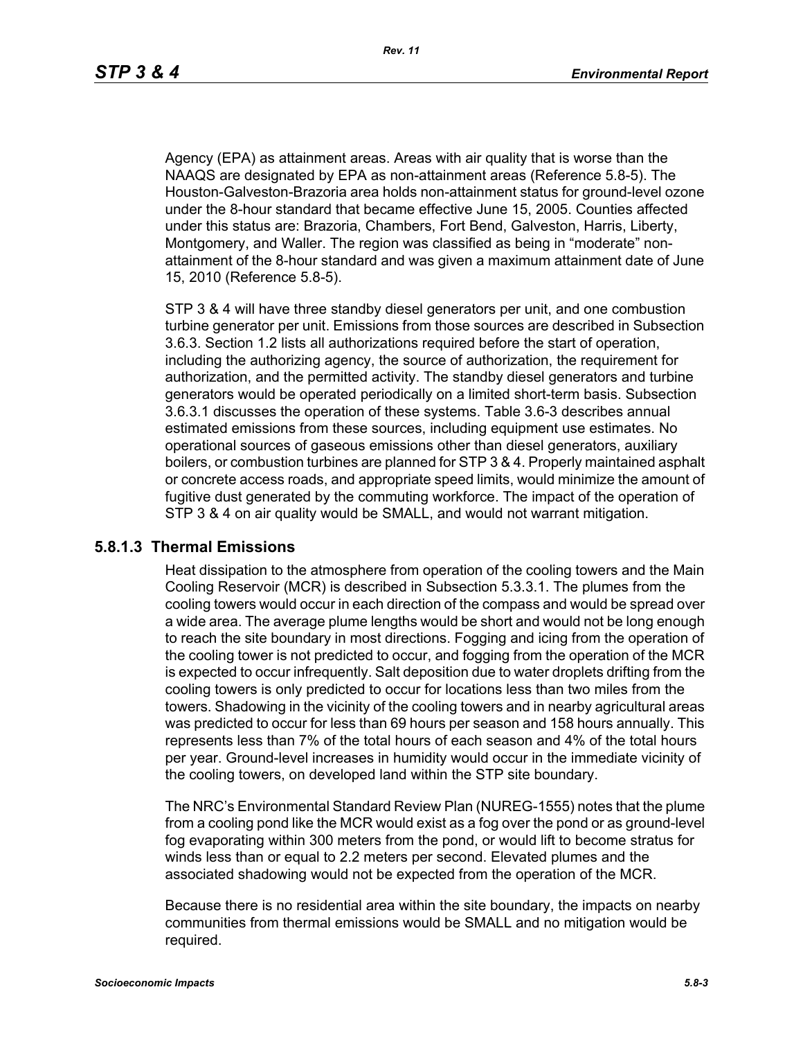Agency (EPA) as attainment areas. Areas with air quality that is worse than the NAAQS are designated by EPA as non-attainment areas (Reference 5.8-5). The Houston-Galveston-Brazoria area holds non-attainment status for ground-level ozone under the 8-hour standard that became effective June 15, 2005. Counties affected under this status are: Brazoria, Chambers, Fort Bend, Galveston, Harris, Liberty, Montgomery, and Waller. The region was classified as being in "moderate" non-attainment of the 8-hour standard and was given a maximum attainment date of June 15, 2010 (Reference 5.8-5).

STP 3 & 4 will have three standby diesel generators per unit, and one combustion turbine generator per unit. Emissions from those sources are described in Subsection 3.6.3. Section 1.2 lists all authorizations required before the start of operation, including the authorizing agency, the source of authorization, the requirement for authorization, and the permitted activity. The standby diesel generators and turbine generators would be operated periodically on a limited short-term basis. Subsection 3.6.3.1 discusses the operation of these systems. Table 3.6-3 describes annual estimated emissions from these sources, including equipment use estimates. No operational sources of gaseous emissions other than diesel generators, auxiliary boilers, or combustion turbines are planned for STP 3 & 4. Properly maintained asphalt or concrete access roads, and appropriate speed limits, would minimize the amount of fugitive dust generated by the commuting workforce. The impact of the operation of STP 3 & 4 on air quality would be SMALL, and would not warrant mitigation.

### 5.8.1.3 Thermal Emissions

Heat dissipation to the atmosphere from operation of the cooling towers and the Main Cooling Reservoir (MCR) is described in Subsection 5.3.3.1. The plumes from the cooling towers would occur in each direction of the compass and would be spread over a wide area. The average plume lengths would be short and would not be long enough to reach the site boundary in most directions. Fogging and icing from the operation of the cooling tower is not predicted to occur, and fogging from the operation of the MCR is expected to occur infrequently. Salt deposition due to water droplets drifting from the cooling towers is only predicted to occur for locations less than two miles from the towers. Shadowing in the vicinity of the cooling towers and in nearby agricultural areas was predicted to occur for less than 69 hours per season and 158 hours annually. This represents less than 7% of the total hours of each season and 4% of the total hours per year. Ground-level increases in humidity would occur in the immediate vicinity of the cooling towers, on developed land within the STP site boundary.

The NRC's Environmental Standard Review Plan (NUREG-1555) notes that the plume from a cooling pond like the MCR would exist as a fog over the pond or as ground-level fog evaporating within 300 meters from the pond, or would lift to become stratus for winds less than or equal to 2.2 meters per second. Elevated plumes and the associated shadowing would not be expected from the operation of the MCR.

Because there is no residential area within the site boundary, the impacts on nearby communities from thermal emissions would be SMALL and no mitigation would be required.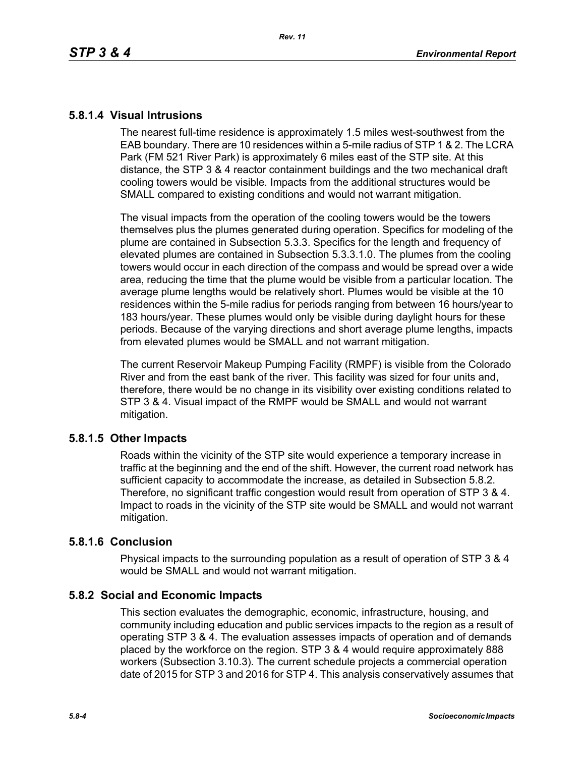### 5.8.1.4 Visual Intrusions

The nearest full-time residence is approximately 1.5 miles west-southwest from the EAB boundary. There are 10 residences within a 5-mile radius of STP 1 & 2. The LCRA Park (FM 521 River Park) is approximately 6 miles east of the STP site. At this distance, the STP 3 & 4 reactor containment buildings and the two mechanical draft cooling towers would be visible. Impacts from the additional structures would be SMALL compared to existing conditions and would not warrant mitigation.

The visual impacts from the operation of the cooling towers would be the towers themselves plus the plumes generated during operation. Specifics for modeling of the plume are contained in Subsection 5.3.3. Specifics for the length and frequency of elevated plumes are contained in Subsection 5.3.3.1.0. The plumes from the cooling towers would occur in each direction of the compass and would be spread over a wide area, reducing the time that the plume would be visible from a particular location. The average plume lengths would be relatively short. Plumes would be visible at the 10 residences within the 5-mile radius for periods ranging from between 16 hours/year to 183 hours/year. These plumes would only be visible during daylight hours for these periods. Because of the varying directions and short average plume lengths, impacts from elevated plumes would be SMALL and not warrant mitigation.

The current Reservoir Makeup Pumping Facility (RMPF) is visible from the Colorado River and from the east bank of the river. This facility was sized for four units and, therefore, there would be no change in its visibility over existing conditions related to STP 3 & 4. Visual impact of the RMPF would be SMALL and would not warrant mitigation.

### 5.8.1.5 Other Impacts

Roads within the vicinity of the STP site would experience a temporary increase in traffic at the beginning and the end of the shift. However, the current road network has sufficient capacity to accommodate the increase, as detailed in Subsection 5.8.2. Therefore, no significant traffic congestion would result from operation of STP 3 & 4. Impact to roads in the vicinity of the STP site would be SMALL and would not warrant mitigation.

### 5.8.1.6 Conclusion

Physical impacts to the surrounding population as a result of operation of STP 3 & 4 would be SMALL and would not warrant mitigation.

## 5.8.2 Social and Economic Impacts

This section evaluates the demographic, economic, infrastructure, housing, and community including education and public services impacts to the region as a result of operating STP 3 & 4. The evaluation assesses impacts of operation and of demands placed by the workforce on the region. STP 3 & 4 would require approximately 888 workers (Subsection 3.10.3). The current schedule projects a commercial operation date of 2015 for STP 3 and 2016 for STP 4. This analysis conservatively assumes that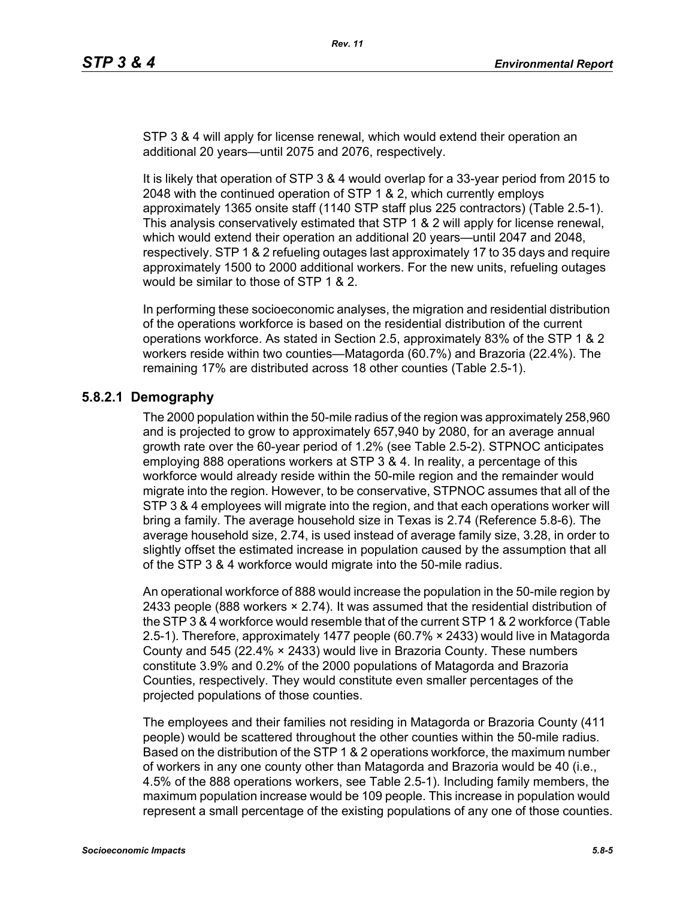STP 3 & 4 will apply for license renewal, which would extend their operation an additional 20 years—until 2075 and 2076, respectively.

It is likely that operation of STP 3 & 4 would overlap for a 33-year period from 2015 to 2048 with the continued operation of STP 1 & 2, which currently employs approximately 1365 onsite staff (1140 STP staff plus 225 contractors) (Table 2.5-1). This analysis conservatively estimated that STP 1 & 2 will apply for license renewal, which would extend their operation an additional 20 years—until 2047 and 2048, respectively. STP 1 & 2 refueling outages last approximately 17 to 35 days and require approximately 1500 to 2000 additional workers. For the new units, refueling outages would be similar to those of STP 1 & 2.

In performing these socioeconomic analyses, the migration and residential distribution of the operations workforce is based on the residential distribution of the current operations workforce. As stated in Section 2.5, approximately 83% of the STP 1 & 2 workers reside within two counties—Matagorda (60.7%) and Brazoria (22.4%). The remaining 17% are distributed across 18 other counties (Table 2.5-1).

### 5.8.2.1 Demography

The 2000 population within the 50-mile radius of the region was approximately 258,960 and is projected to grow to approximately 657,940 by 2080, for an average annual growth rate over the 60-year period of 1.2% (see Table 2.5-2). STPNOC anticipates employing 888 operations workers at STP 3 & 4. In reality, a percentage of this workforce would already reside within the 50-mile region and the remainder would migrate into the region. However, to be conservative, STPNOC assumes that all of the STP 3 & 4 employees will migrate into the region, and that each operations worker will bring a family. The average household size in Texas is 2.74 (Reference 5.8-6). The average household size, 2.74, is used instead of average family size, 3.28, in order to slightly offset the estimated increase in population caused by the assumption that all of the STP 3 & 4 workforce would migrate into the 50-mile radius.

An operational workforce of 888 would increase the population in the 50-mile region by 2433 people (888 workers × 2.74). It was assumed that the residential distribution of the STP 3 & 4 workforce would resemble that of the current STP 1 & 2 workforce (Table 2.5-1). Therefore, approximately 1477 people (60.7% × 2433) would live in Matagorda County and 545 (22.4% × 2433) would live in Brazoria County. These numbers constitute 3.9% and 0.2% of the 2000 populations of Matagorda and Brazoria Counties, respectively. They would constitute even smaller percentages of the projected populations of those counties.

The employees and their families not residing in Matagorda or Brazoria County (411 people) would be scattered throughout the other counties within the 50-mile radius. Based on the distribution of the STP 1 & 2 operations workforce, the maximum number of workers in any one county other than Matagorda and Brazoria would be 40 (i.e., 4.5% of the 888 operations workers, see Table 2.5-1). Including family members, the maximum population increase would be 109 people. This increase in population would represent a small percentage of the existing populations of any one of those counties.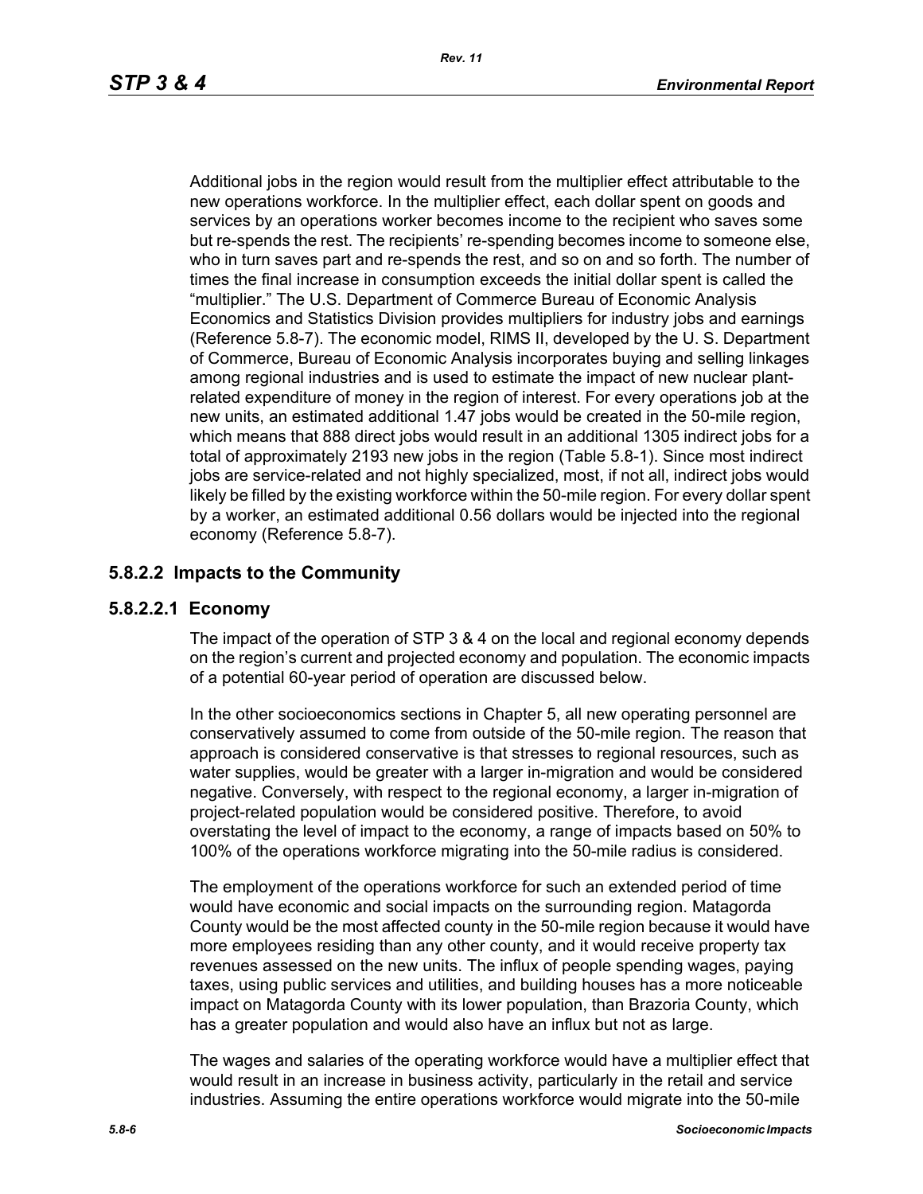Additional jobs in the region would result from the multiplier effect attributable to the new operations workforce. In the multiplier effect, each dollar spent on goods and services by an operations worker becomes income to the recipient who saves some but re-spends the rest. The recipients' re-spending becomes income to someone else, who in turn saves part and re-spends the rest, and so on and so forth. The number of times the final increase in consumption exceeds the initial dollar spent is called the "multiplier." The U.S. Department of Commerce Bureau of Economic Analysis Economics and Statistics Division provides multipliers for industry jobs and earnings (Reference 5.8-7). The economic model, RIMS II, developed by the U. S. Department of Commerce, Bureau of Economic Analysis incorporates buying and selling linkages among regional industries and is used to estimate the impact of new nuclear plant-related expenditure of money in the region of interest. For every operations job at the new units, an estimated additional 1.47 jobs would be created in the 50-mile region, which means that 888 direct jobs would result in an additional 1305 indirect jobs for a total of approximately 2193 new jobs in the region (Table 5.8-1). Since most indirect jobs are service-related and not highly specialized, most, if not all, indirect jobs would likely be filled by the existing workforce within the 50-mile region. For every dollar spent by a worker, an estimated additional 0.56 dollars would be injected into the regional economy (Reference 5.8-7).

## 5.8.2.2 Impacts to the Community

### 5.8.2.2.1 Economy

The impact of the operation of STP 3 & 4 on the local and regional economy depends on the region's current and projected economy and population. The economic impacts of a potential 60-year period of operation are discussed below.

In the other socioeconomics sections in Chapter 5, all new operating personnel are conservatively assumed to come from outside of the 50-mile region. The reason that approach is considered conservative is that stresses to regional resources, such as water supplies, would be greater with a larger in-migration and would be considered negative. Conversely, with respect to the regional economy, a larger in-migration of project-related population would be considered positive. Therefore, to avoid overstating the level of impact to the economy, a range of impacts based on 50% to 100% of the operations workforce migrating into the 50-mile radius is considered.

The employment of the operations workforce for such an extended period of time would have economic and social impacts on the surrounding region. Matagorda County would be the most affected county in the 50-mile region because it would have more employees residing than any other county, and it would receive property tax revenues assessed on the new units. The influx of people spending wages, paying taxes, using public services and utilities, and building houses has a more noticeable impact on Matagorda County with its lower population, than Brazoria County, which has a greater population and would also have an influx but not as large.

The wages and salaries of the operating workforce would have a multiplier effect that would result in an increase in business activity, particularly in the retail and service industries. Assuming the entire operations workforce would migrate into the 50-mile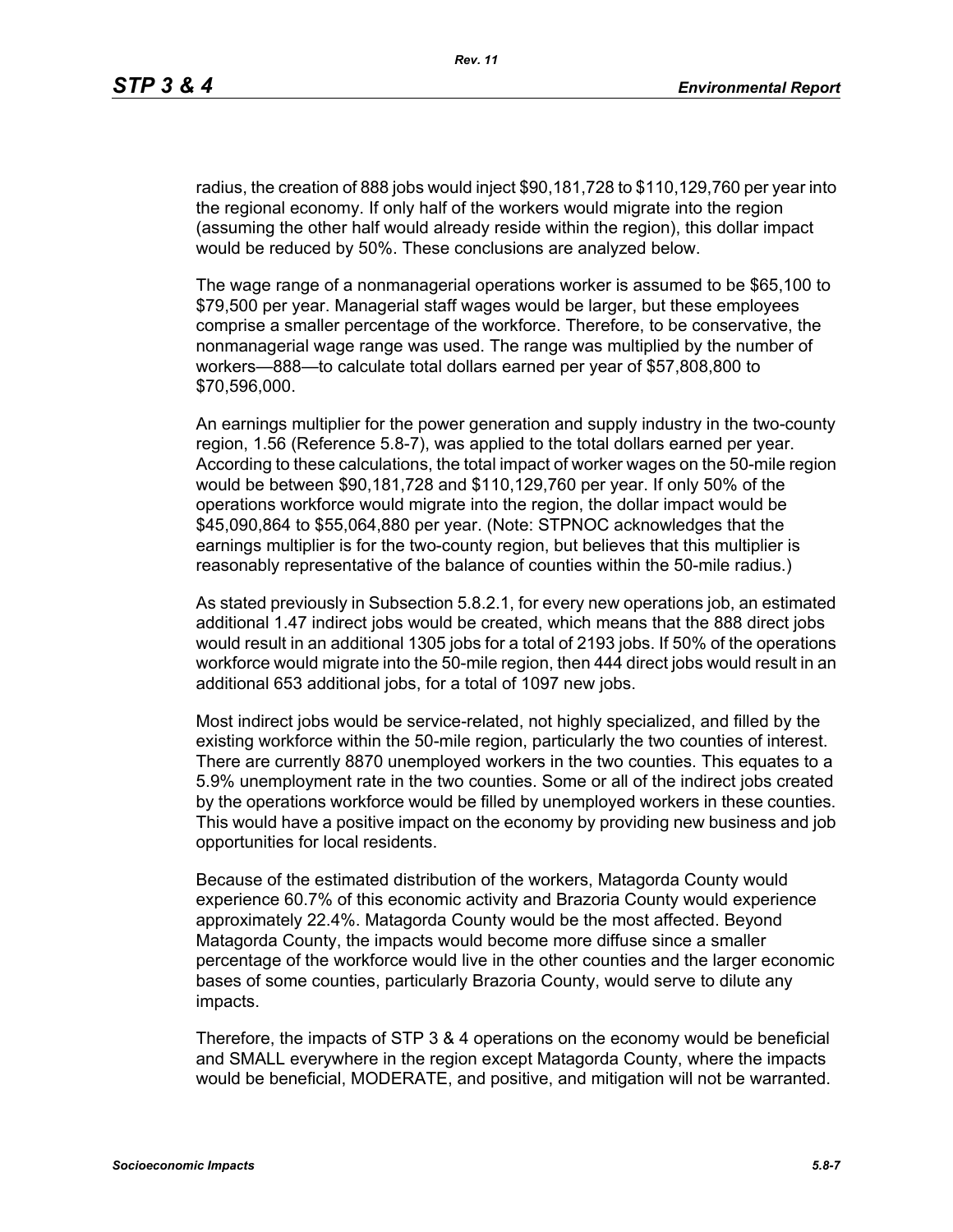radius, the creation of 888 jobs would inject $90,181,728 to $110,129,760 per year into the regional economy. If only half of the workers would migrate into the region (assuming the other half would already reside within the region), this dollar impact would be reduced by 50%. These conclusions are analyzed below.

The wage range of a nonmanagerial operations worker is assumed to be $65,100 to $79,500 per year. Managerial staff wages would be larger, but these employees comprise a smaller percentage of the workforce. Therefore, to be conservative, the nonmanagerial wage range was used. The range was multiplied by the number of workers—888—to calculate total dollars earned per year of $57,808,800 to $70,596,000.

An earnings multiplier for the power generation and supply industry in the two-county region, 1.56 (Reference 5.8-7), was applied to the total dollars earned per year. According to these calculations, the total impact of worker wages on the 50-mile region would be between $90,181,728 and $110,129,760 per year. If only 50% of the operations workforce would migrate into the region, the dollar impact would be $45,090,864 to $55,064,880 per year. (Note: STPNOC acknowledges that the earnings multiplier is for the two-county region, but believes that this multiplier is reasonably representative of the balance of counties within the 50-mile radius.)

As stated previously in Subsection 5.8.2.1, for every new operations job, an estimated additional 1.47 indirect jobs would be created, which means that the 888 direct jobs would result in an additional 1305 jobs for a total of 2193 jobs. If 50% of the operations workforce would migrate into the 50-mile region, then 444 direct jobs would result in an additional 653 additional jobs, for a total of 1097 new jobs.

Most indirect jobs would be service-related, not highly specialized, and filled by the existing workforce within the 50-mile region, particularly the two counties of interest. There are currently 8870 unemployed workers in the two counties. This equates to a 5.9% unemployment rate in the two counties. Some or all of the indirect jobs created by the operations workforce would be filled by unemployed workers in these counties. This would have a positive impact on the economy by providing new business and job opportunities for local residents.

Because of the estimated distribution of the workers, Matagorda County would experience 60.7% of this economic activity and Brazoria County would experience approximately 22.4%. Matagorda County would be the most affected. Beyond Matagorda County, the impacts would become more diffuse since a smaller percentage of the workforce would live in the other counties and the larger economic bases of some counties, particularly Brazoria County, would serve to dilute any impacts.

Therefore, the impacts of STP 3 & 4 operations on the economy would be beneficial and SMALL everywhere in the region except Matagorda County, where the impacts would be beneficial, MODERATE, and positive, and mitigation will not be warranted.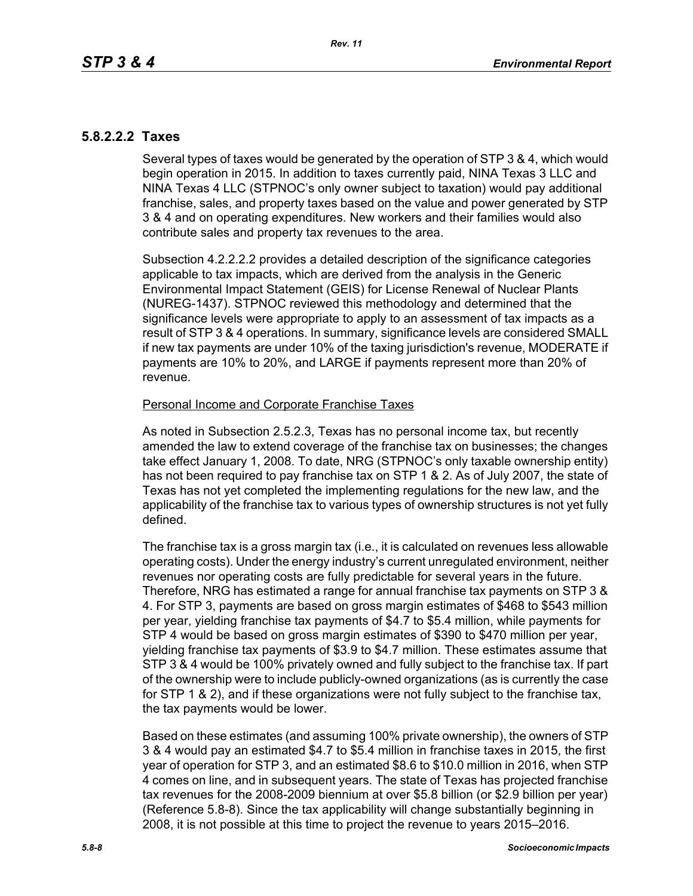#### 5.8.2.2.2 Taxes

Several types of taxes would be generated by the operation of STP 3 & 4, which would begin operation in 2015. In addition to taxes currently paid, NINA Texas 3 LLC and NINA Texas 4 LLC (STPNOC's only owner subject to taxation) would pay additional franchise, sales, and property taxes based on the value and power generated by STP 3 & 4 and on operating expenditures. New workers and their families would also contribute sales and property tax revenues to the area.

Subsection 4.2.2.2.2 provides a detailed description of the significance categories applicable to tax impacts, which are derived from the analysis in the Generic Environmental Impact Statement (GEIS) for License Renewal of Nuclear Plants (NUREG-1437). STPNOC reviewed this methodology and determined that the significance levels were appropriate to apply to an assessment of tax impacts as a result of STP 3 & 4 operations. In summary, significance levels are considered SMALL if new tax payments are under 10% of the taxing jurisdiction's revenue, MODERATE if payments are 10% to 20%, and LARGE if payments represent more than 20% of revenue.

<u>Personal Income and Corporate Franchise Taxes</u>

As noted in Subsection 2.5.2.3, Texas has no personal income tax, but recently amended the law to extend coverage of the franchise tax on businesses; the changes take effect January 1, 2008. To date, NRG (STPNOC's only taxable ownership entity) has not been required to pay franchise tax on STP 1 & 2. As of July 2007, the state of Texas has not yet completed the implementing regulations for the new law, and the applicability of the franchise tax to various types of ownership structures is not yet fully defined.

The franchise tax is a gross margin tax (i.e., it is calculated on revenues less allowable operating costs). Under the energy industry's current unregulated environment, neither revenues nor operating costs are fully predictable for several years in the future. Therefore, NRG has estimated a range for annual franchise tax payments on STP 3 & 4. For STP 3, payments are based on gross margin estimates of $468 to $543 million per year, yielding franchise tax payments of $4.7 to $5.4 million, while payments for STP 4 would be based on gross margin estimates of $390 to $470 million per year, yielding franchise tax payments of $3.9 to $4.7 million. These estimates assume that STP 3 & 4 would be 100% privately owned and fully subject to the franchise tax. If part of the ownership were to include publicly-owned organizations (as is currently the case for STP 1 & 2), and if these organizations were not fully subject to the franchise tax, the tax payments would be lower.

Based on these estimates (and assuming 100% private ownership), the owners of STP 3 & 4 would pay an estimated $4.7 to $5.4 million in franchise taxes in 2015, the first year of operation for STP 3, and an estimated $8.6 to $10.0 million in 2016, when STP 4 comes on line, and in subsequent years. The state of Texas has projected franchise tax revenues for the 2008-2009 biennium at over $5.8 billion (or $2.9 billion per year) (Reference 5.8-8). Since the tax applicability will change substantially beginning in 2008, it is not possible at this time to project the revenue to years 2015–2016.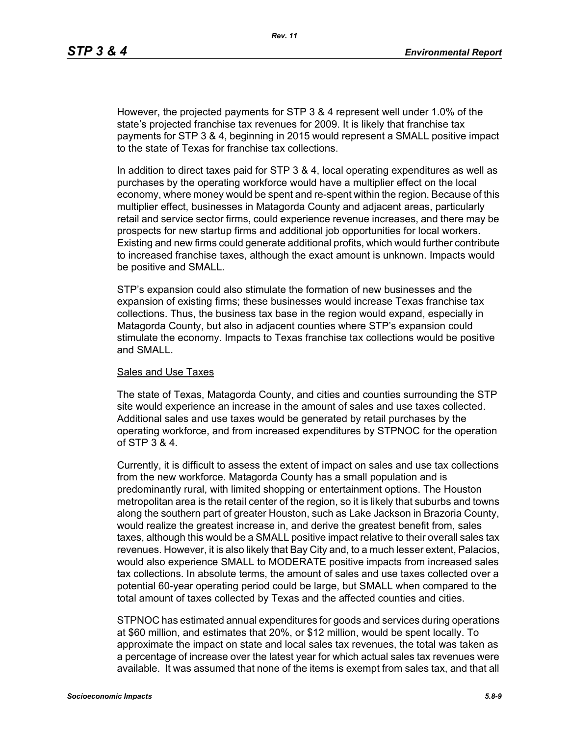However, the projected payments for STP 3 & 4 represent well under 1.0% of the state's projected franchise tax revenues for 2009. It is likely that franchise tax payments for STP 3 & 4, beginning in 2015 would represent a SMALL positive impact to the state of Texas for franchise tax collections.

In addition to direct taxes paid for STP 3 & 4, local operating expenditures as well as purchases by the operating workforce would have a multiplier effect on the local economy, where money would be spent and re-spent within the region. Because of this multiplier effect, businesses in Matagorda County and adjacent areas, particularly retail and service sector firms, could experience revenue increases, and there may be prospects for new startup firms and additional job opportunities for local workers. Existing and new firms could generate additional profits, which would further contribute to increased franchise taxes, although the exact amount is unknown. Impacts would be positive and SMALL.

STP's expansion could also stimulate the formation of new businesses and the expansion of existing firms; these businesses would increase Texas franchise tax collections. Thus, the business tax base in the region would expand, especially in Matagorda County, but also in adjacent counties where STP's expansion could stimulate the economy. Impacts to Texas franchise tax collections would be positive and SMALL.

Sales and Use Taxes

The state of Texas, Matagorda County, and cities and counties surrounding the STP site would experience an increase in the amount of sales and use taxes collected. Additional sales and use taxes would be generated by retail purchases by the operating workforce, and from increased expenditures by STPNOC for the operation of STP 3 & 4.

Currently, it is difficult to assess the extent of impact on sales and use tax collections from the new workforce. Matagorda County has a small population and is predominantly rural, with limited shopping or entertainment options. The Houston metropolitan area is the retail center of the region, so it is likely that suburbs and towns along the southern part of greater Houston, such as Lake Jackson in Brazoria County, would realize the greatest increase in, and derive the greatest benefit from, sales taxes, although this would be a SMALL positive impact relative to their overall sales tax revenues. However, it is also likely that Bay City and, to a much lesser extent, Palacios, would also experience SMALL to MODERATE positive impacts from increased sales tax collections. In absolute terms, the amount of sales and use taxes collected over a potential 60-year operating period could be large, but SMALL when compared to the total amount of taxes collected by Texas and the affected counties and cities.

STPNOC has estimated annual expenditures for goods and services during operations at $60 million, and estimates that 20%, or $12 million, would be spent locally. To approximate the impact on state and local sales tax revenues, the total was taken as a percentage of increase over the latest year for which actual sales tax revenues were available. It was assumed that none of the items is exempt from sales tax, and that all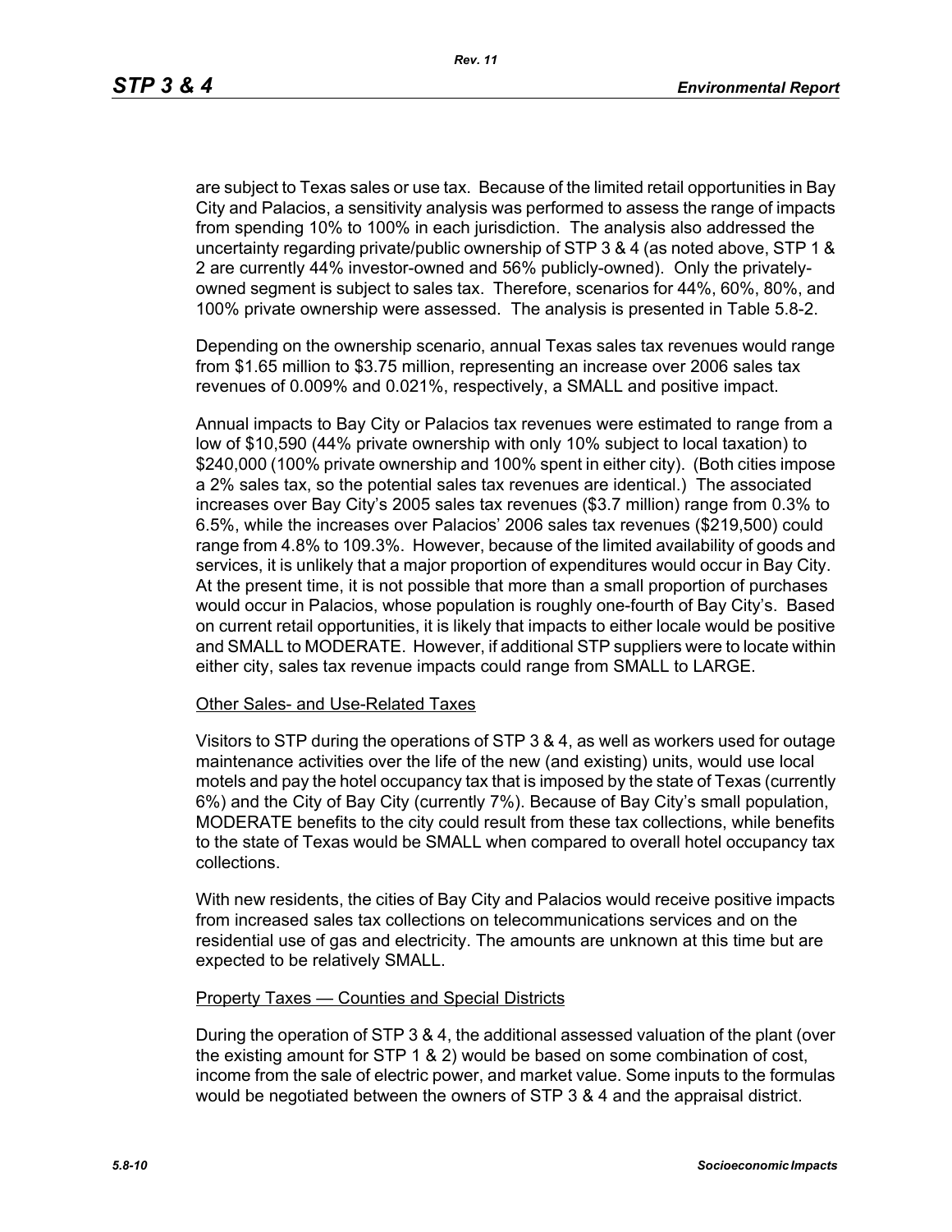are subject to Texas sales or use tax. Because of the limited retail opportunities in Bay City and Palacios, a sensitivity analysis was performed to assess the range of impacts from spending 10% to 100% in each jurisdiction. The analysis also addressed the uncertainty regarding private/public ownership of STP 3 & 4 (as noted above, STP 1 & 2 are currently 44% investor-owned and 56% publicly-owned). Only the privately-owned segment is subject to sales tax. Therefore, scenarios for 44%, 60%, 80%, and 100% private ownership were assessed. The analysis is presented in Table 5.8-2.

Depending on the ownership scenario, annual Texas sales tax revenues would range from $1.65 million to $3.75 million, representing an increase over 2006 sales tax revenues of 0.009% and 0.021%, respectively, a SMALL and positive impact.

Annual impacts to Bay City or Palacios tax revenues were estimated to range from a low of $10,590 (44% private ownership with only 10% subject to local taxation) to $240,000 (100% private ownership and 100% spent in either city). (Both cities impose a 2% sales tax, so the potential sales tax revenues are identical.) The associated increases over Bay City's 2005 sales tax revenues ($3.7 million) range from 0.3% to 6.5%, while the increases over Palacios' 2006 sales tax revenues ($219,500) could range from 4.8% to 109.3%. However, because of the limited availability of goods and services, it is unlikely that a major proportion of expenditures would occur in Bay City. At the present time, it is not possible that more than a small proportion of purchases would occur in Palacios, whose population is roughly one-fourth of Bay City's. Based on current retail opportunities, it is likely that impacts to either locale would be positive and SMALL to MODERATE. However, if additional STP suppliers were to locate within either city, sales tax revenue impacts could range from SMALL to LARGE.

Other Sales- and Use-Related Taxes

Visitors to STP during the operations of STP 3 & 4, as well as workers used for outage maintenance activities over the life of the new (and existing) units, would use local motels and pay the hotel occupancy tax that is imposed by the state of Texas (currently 6%) and the City of Bay City (currently 7%). Because of Bay City's small population, MODERATE benefits to the city could result from these tax collections, while benefits to the state of Texas would be SMALL when compared to overall hotel occupancy tax collections.

With new residents, the cities of Bay City and Palacios would receive positive impacts from increased sales tax collections on telecommunications services and on the residential use of gas and electricity. The amounts are unknown at this time but are expected to be relatively SMALL.

Property Taxes — Counties and Special Districts

During the operation of STP 3 & 4, the additional assessed valuation of the plant (over the existing amount for STP 1 & 2) would be based on some combination of cost, income from the sale of electric power, and market value. Some inputs to the formulas would be negotiated between the owners of STP 3 & 4 and the appraisal district.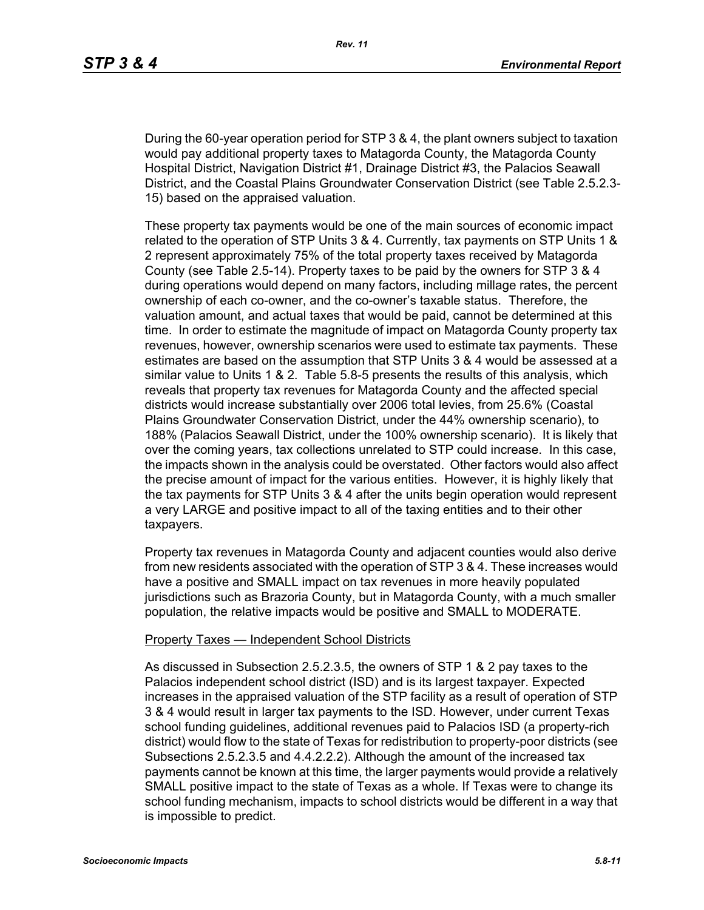During the 60-year operation period for STP 3 & 4, the plant owners subject to taxation would pay additional property taxes to Matagorda County, the Matagorda County Hospital District, Navigation District #1, Drainage District #3, the Palacios Seawall District, and the Coastal Plains Groundwater Conservation District (see Table 2.5.2.3-15) based on the appraised valuation.

These property tax payments would be one of the main sources of economic impact related to the operation of STP Units 3 & 4. Currently, tax payments on STP Units 1 & 2 represent approximately 75% of the total property taxes received by Matagorda County (see Table 2.5-14). Property taxes to be paid by the owners for STP 3 & 4 during operations would depend on many factors, including millage rates, the percent ownership of each co-owner, and the co-owner's taxable status. Therefore, the valuation amount, and actual taxes that would be paid, cannot be determined at this time. In order to estimate the magnitude of impact on Matagorda County property tax revenues, however, ownership scenarios were used to estimate tax payments. These estimates are based on the assumption that STP Units 3 & 4 would be assessed at a similar value to Units 1 & 2. Table 5.8-5 presents the results of this analysis, which reveals that property tax revenues for Matagorda County and the affected special districts would increase substantially over 2006 total levies, from 25.6% (Coastal Plains Groundwater Conservation District, under the 44% ownership scenario), to 188% (Palacios Seawall District, under the 100% ownership scenario). It is likely that over the coming years, tax collections unrelated to STP could increase. In this case, the impacts shown in the analysis could be overstated. Other factors would also affect the precise amount of impact for the various entities. However, it is highly likely that the tax payments for STP Units 3 & 4 after the units begin operation would represent a very LARGE and positive impact to all of the taxing entities and to their other taxpayers.

Property tax revenues in Matagorda County and adjacent counties would also derive from new residents associated with the operation of STP 3 & 4. These increases would have a positive and SMALL impact on tax revenues in more heavily populated jurisdictions such as Brazoria County, but in Matagorda County, with a much smaller population, the relative impacts would be positive and SMALL to MODERATE.

Property Taxes — Independent School Districts

As discussed in Subsection 2.5.2.3.5, the owners of STP 1 & 2 pay taxes to the Palacios independent school district (ISD) and is its largest taxpayer. Expected increases in the appraised valuation of the STP facility as a result of operation of STP 3 & 4 would result in larger tax payments to the ISD. However, under current Texas school funding guidelines, additional revenues paid to Palacios ISD (a property-rich district) would flow to the state of Texas for redistribution to property-poor districts (see Subsections 2.5.2.3.5 and 4.4.2.2.2). Although the amount of the increased tax payments cannot be known at this time, the larger payments would provide a relatively SMALL positive impact to the state of Texas as a whole. If Texas were to change its school funding mechanism, impacts to school districts would be different in a way that is impossible to predict.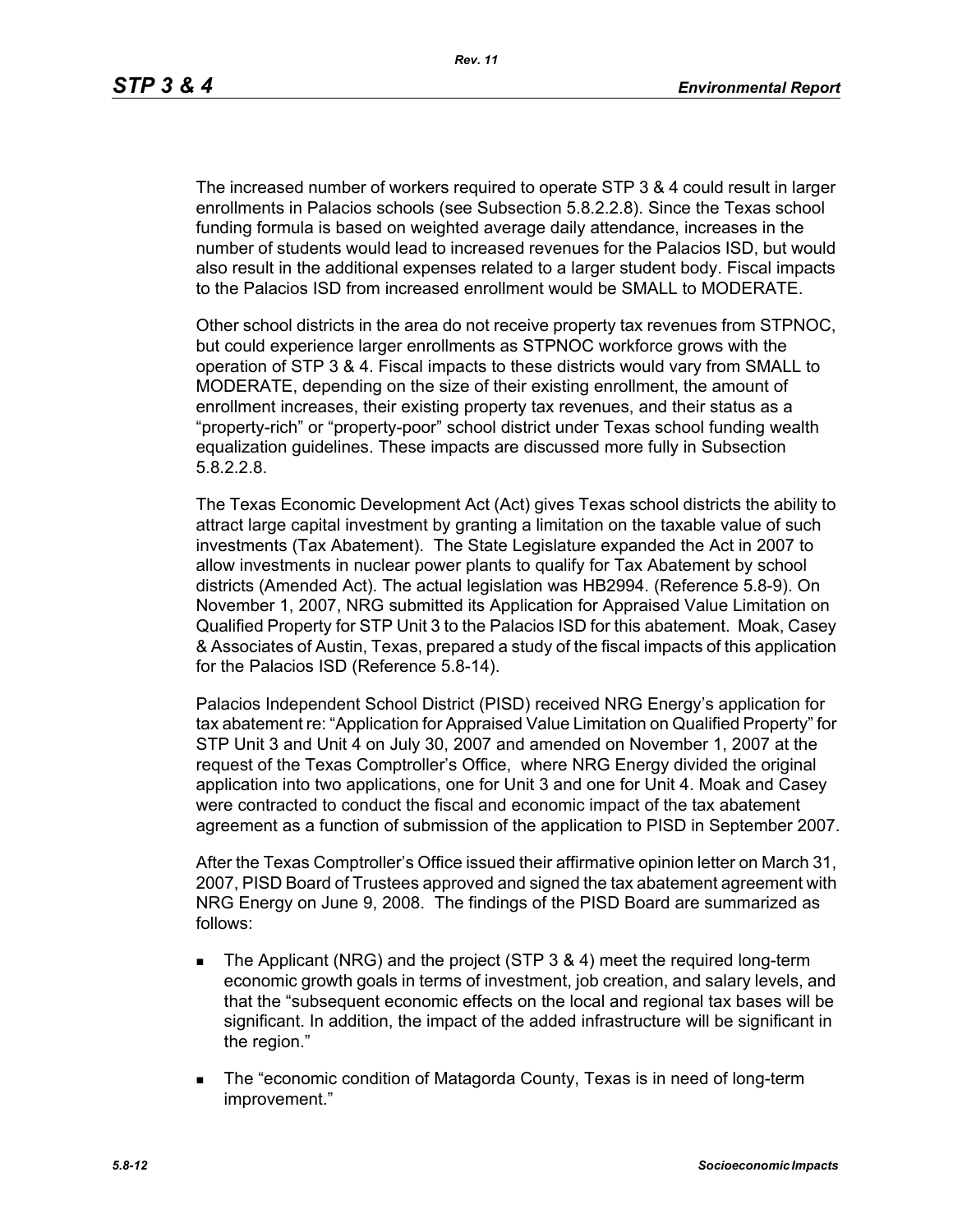The increased number of workers required to operate STP 3 & 4 could result in larger enrollments in Palacios schools (see Subsection 5.8.2.2.8). Since the Texas school funding formula is based on weighted average daily attendance, increases in the number of students would lead to increased revenues for the Palacios ISD, but would also result in the additional expenses related to a larger student body. Fiscal impacts to the Palacios ISD from increased enrollment would be SMALL to MODERATE.

Other school districts in the area do not receive property tax revenues from STPNOC, but could experience larger enrollments as STPNOC workforce grows with the operation of STP 3 & 4. Fiscal impacts to these districts would vary from SMALL to MODERATE, depending on the size of their existing enrollment, the amount of enrollment increases, their existing property tax revenues, and their status as a "property-rich" or "property-poor" school district under Texas school funding wealth equalization guidelines. These impacts are discussed more fully in Subsection 5.8.2.2.8.

The Texas Economic Development Act (Act) gives Texas school districts the ability to attract large capital investment by granting a limitation on the taxable value of such investments (Tax Abatement). The State Legislature expanded the Act in 2007 to allow investments in nuclear power plants to qualify for Tax Abatement by school districts (Amended Act). The actual legislation was HB2994. (Reference 5.8-9). On November 1, 2007, NRG submitted its Application for Appraised Value Limitation on Qualified Property for STP Unit 3 to the Palacios ISD for this abatement. Moak, Casey & Associates of Austin, Texas, prepared a study of the fiscal impacts of this application for the Palacios ISD (Reference 5.8-14).

Palacios Independent School District (PISD) received NRG Energy's application for tax abatement re: "Application for Appraised Value Limitation on Qualified Property" for STP Unit 3 and Unit 4 on July 30, 2007 and amended on November 1, 2007 at the request of the Texas Comptroller's Office, where NRG Energy divided the original application into two applications, one for Unit 3 and one for Unit 4. Moak and Casey were contracted to conduct the fiscal and economic impact of the tax abatement agreement as a function of submission of the application to PISD in September 2007.

After the Texas Comptroller's Office issued their affirmative opinion letter on March 31, 2007, PISD Board of Trustees approved and signed the tax abatement agreement with NRG Energy on June 9, 2008. The findings of the PISD Board are summarized as follows:

- The Applicant (NRG) and the project (STP 3 & 4) meet the required long-term economic growth goals in terms of investment, job creation, and salary levels, and that the "subsequent economic effects on the local and regional tax bases will be significant. In addition, the impact of the added infrastructure will be significant in the region."
- The "economic condition of Matagorda County, Texas is in need of long-term improvement."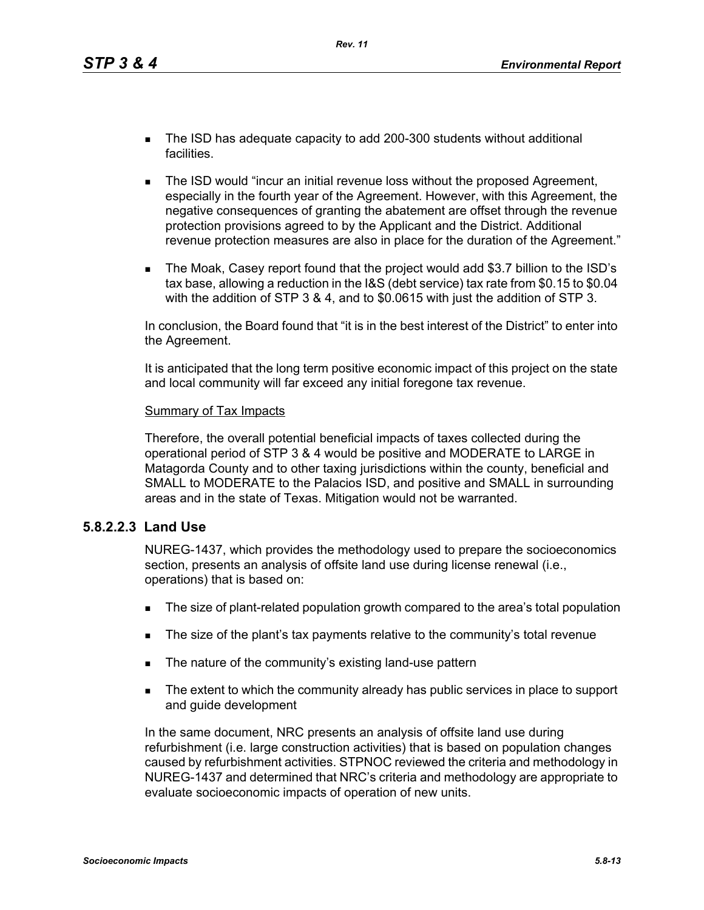- The ISD has adequate capacity to add 200-300 students without additional facilities.
- The ISD would "incur an initial revenue loss without the proposed Agreement, especially in the fourth year of the Agreement. However, with this Agreement, the negative consequences of granting the abatement are offset through the revenue protection provisions agreed to by the Applicant and the District. Additional revenue protection measures are also in place for the duration of the Agreement."
- The Moak, Casey report found that the project would add $3.7 billion to the ISD's tax base, allowing a reduction in the I&S (debt service) tax rate from $0.15 to $0.04 with the addition of STP 3 & 4, and to $0.0615 with just the addition of STP 3.

In conclusion, the Board found that "it is in the best interest of the District" to enter into the Agreement.

It is anticipated that the long term positive economic impact of this project on the state and local community will far exceed any initial foregone tax revenue.

Summary of Tax Impacts

Therefore, the overall potential beneficial impacts of taxes collected during the operational period of STP 3 & 4 would be positive and MODERATE to LARGE in Matagorda County and to other taxing jurisdictions within the county, beneficial and SMALL to MODERATE to the Palacios ISD, and positive and SMALL in surrounding areas and in the state of Texas. Mitigation would not be warranted.

### 5.8.2.2.3 Land Use

NUREG-1437, which provides the methodology used to prepare the socioeconomics section, presents an analysis of offsite land use during license renewal (i.e., operations) that is based on:

- The size of plant-related population growth compared to the area's total population
- The size of the plant's tax payments relative to the community's total revenue
- The nature of the community's existing land-use pattern
- The extent to which the community already has public services in place to support and guide development

In the same document, NRC presents an analysis of offsite land use during refurbishment (i.e. large construction activities) that is based on population changes caused by refurbishment activities. STPNOC reviewed the criteria and methodology in NUREG-1437 and determined that NRC's criteria and methodology are appropriate to evaluate socioeconomic impacts of operation of new units.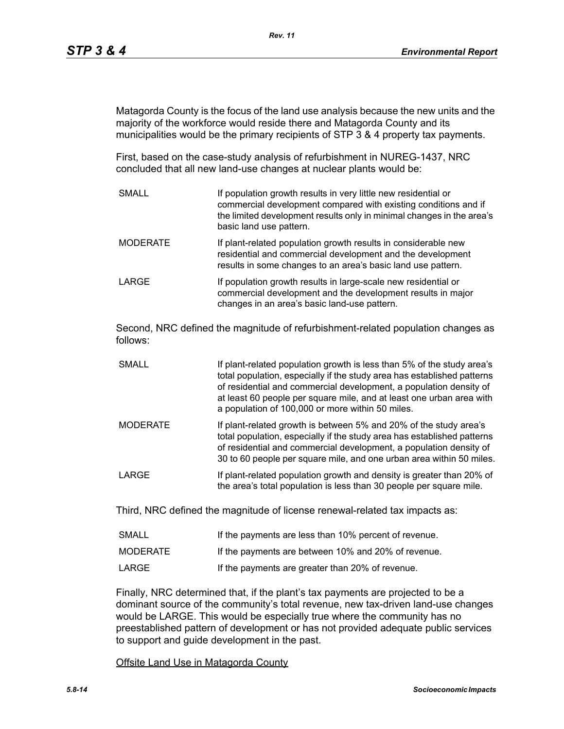Matagorda County is the focus of the land use analysis because the new units and the majority of the workforce would reside there and Matagorda County and its municipalities would be the primary recipients of STP 3 & 4 property tax payments.

First, based on the case-study analysis of refurbishment in NUREG-1437, NRC concluded that all new land-use changes at nuclear plants would be:

| | |
|---|---|
| SMALL | If population growth results in very little new residential or commercial development compared with existing conditions and if the limited development results only in minimal changes in the area's basic land use pattern. |
| MODERATE | If plant-related population growth results in considerable new residential and commercial development and the development results in some changes to an area's basic land use pattern. |
| LARGE | If population growth results in large-scale new residential or commercial development and the development results in major changes in an area's basic land-use pattern. |

Second, NRC defined the magnitude of refurbishment-related population changes as follows:

| | |
|---|---|
| SMALL | If plant-related population growth is less than 5% of the study area's total population, especially if the study area has established patterns of residential and commercial development, a population density of at least 60 people per square mile, and at least one urban area with a population of 100,000 or more within 50 miles. |
| MODERATE | If plant-related growth is between 5% and 20% of the study area's total population, especially if the study area has established patterns of residential and commercial development, a population density of 30 to 60 people per square mile, and one urban area within 50 miles. |
| LARGE | If plant-related population growth and density is greater than 20% of the area's total population is less than 30 people per square mile. |

Third, NRC defined the magnitude of license renewal-related tax impacts as:

| | |
|---|---|
| SMALL | If the payments are less than 10% percent of revenue. |
| MODERATE | If the payments are between 10% and 20% of revenue. |
| LARGE | If the payments are greater than 20% of revenue. |

Finally, NRC determined that, if the plant's tax payments are projected to be a dominant source of the community's total revenue, new tax-driven land-use changes would be LARGE. This would be especially true where the community has no preestablished pattern of development or has not provided adequate public services to support and guide development in the past.

Offsite Land Use in Matagorda County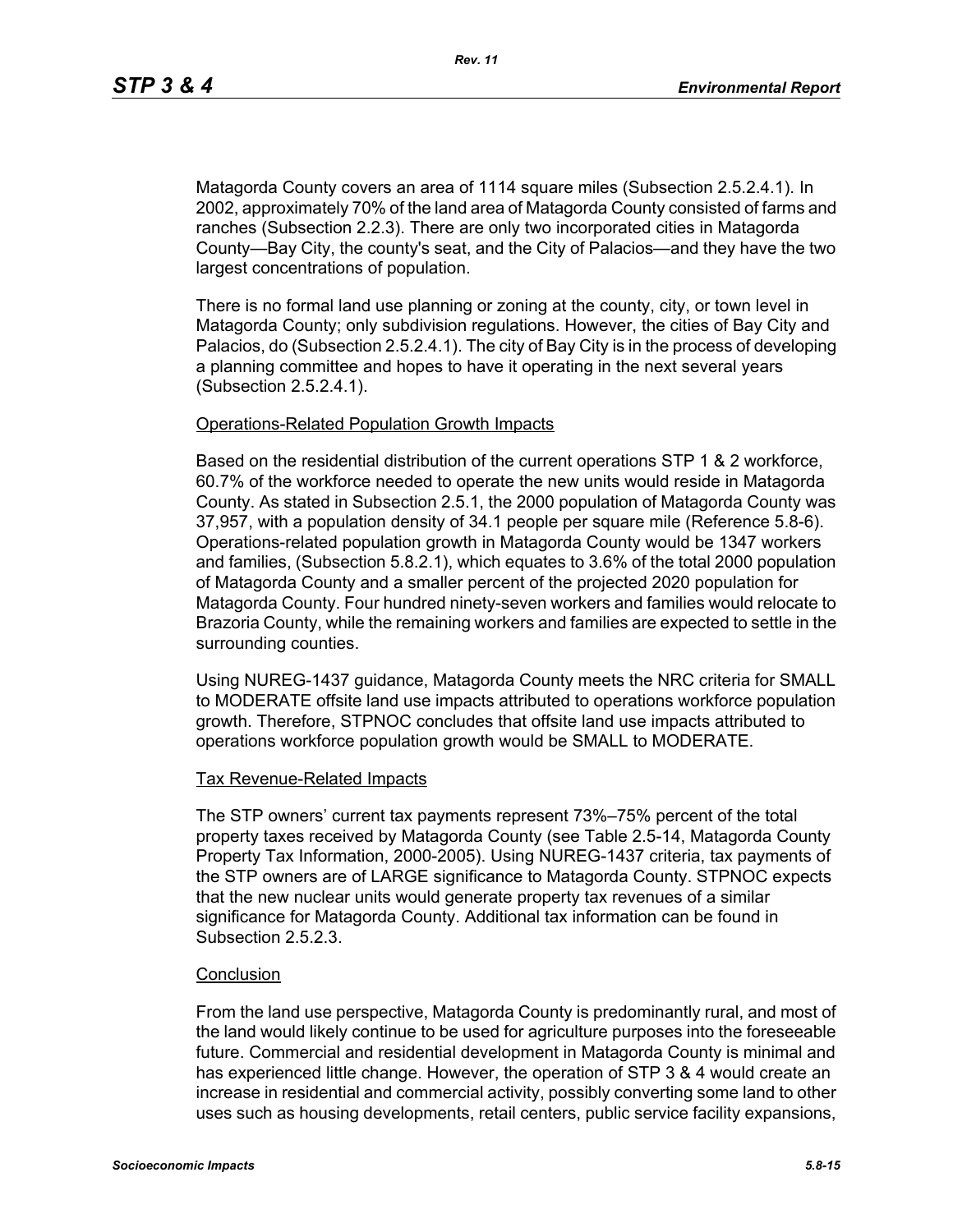Matagorda County covers an area of 1114 square miles (Subsection 2.5.2.4.1). In 2002, approximately 70% of the land area of Matagorda County consisted of farms and ranches (Subsection 2.2.3). There are only two incorporated cities in Matagorda County—Bay City, the county's seat, and the City of Palacios—and they have the two largest concentrations of population.

There is no formal land use planning or zoning at the county, city, or town level in Matagorda County; only subdivision regulations. However, the cities of Bay City and Palacios, do (Subsection 2.5.2.4.1). The city of Bay City is in the process of developing a planning committee and hopes to have it operating in the next several years (Subsection 2.5.2.4.1).

Operations-Related Population Growth Impacts

Based on the residential distribution of the current operations STP 1 & 2 workforce, 60.7% of the workforce needed to operate the new units would reside in Matagorda County. As stated in Subsection 2.5.1, the 2000 population of Matagorda County was 37,957, with a population density of 34.1 people per square mile (Reference 5.8-6). Operations-related population growth in Matagorda County would be 1347 workers and families, (Subsection 5.8.2.1), which equates to 3.6% of the total 2000 population of Matagorda County and a smaller percent of the projected 2020 population for Matagorda County. Four hundred ninety-seven workers and families would relocate to Brazoria County, while the remaining workers and families are expected to settle in the surrounding counties.

Using NUREG-1437 guidance, Matagorda County meets the NRC criteria for SMALL to MODERATE offsite land use impacts attributed to operations workforce population growth. Therefore, STPNOC concludes that offsite land use impacts attributed to operations workforce population growth would be SMALL to MODERATE.

Tax Revenue-Related Impacts

The STP owners' current tax payments represent 73%–75% percent of the total property taxes received by Matagorda County (see Table 2.5-14, Matagorda County Property Tax Information, 2000-2005). Using NUREG-1437 criteria, tax payments of the STP owners are of LARGE significance to Matagorda County. STPNOC expects that the new nuclear units would generate property tax revenues of a similar significance for Matagorda County. Additional tax information can be found in Subsection 2.5.2.3.

Conclusion

From the land use perspective, Matagorda County is predominantly rural, and most of the land would likely continue to be used for agriculture purposes into the foreseeable future. Commercial and residential development in Matagorda County is minimal and has experienced little change. However, the operation of STP 3 & 4 would create an increase in residential and commercial activity, possibly converting some land to other uses such as housing developments, retail centers, public service facility expansions,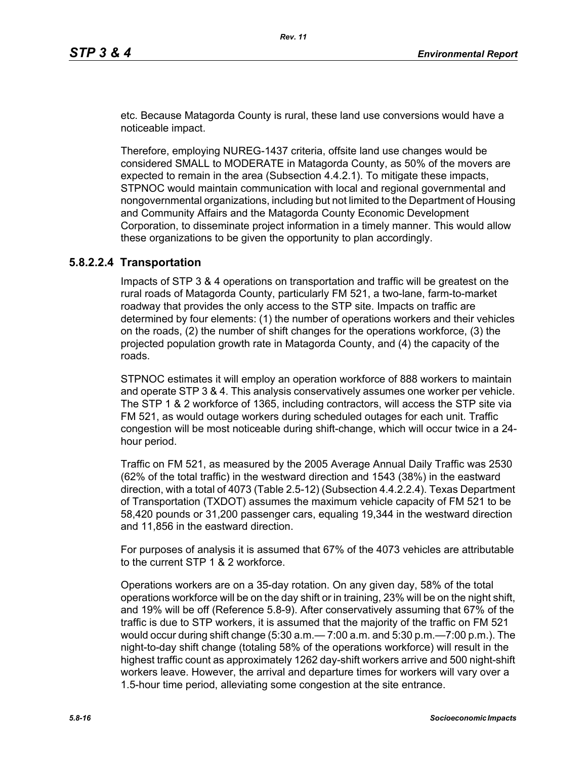etc. Because Matagorda County is rural, these land use conversions would have a noticeable impact.

Therefore, employing NUREG-1437 criteria, offsite land use changes would be considered SMALL to MODERATE in Matagorda County, as 50% of the movers are expected to remain in the area (Subsection 4.4.2.1). To mitigate these impacts, STPNOC would maintain communication with local and regional governmental and nongovernmental organizations, including but not limited to the Department of Housing and Community Affairs and the Matagorda County Economic Development Corporation, to disseminate project information in a timely manner. This would allow these organizations to be given the opportunity to plan accordingly.

#### 5.8.2.2.4 Transportation

Impacts of STP 3 & 4 operations on transportation and traffic will be greatest on the rural roads of Matagorda County, particularly FM 521, a two-lane, farm-to-market roadway that provides the only access to the STP site. Impacts on traffic are determined by four elements: (1) the number of operations workers and their vehicles on the roads, (2) the number of shift changes for the operations workforce, (3) the projected population growth rate in Matagorda County, and (4) the capacity of the roads.

STPNOC estimates it will employ an operation workforce of 888 workers to maintain and operate STP 3 & 4. This analysis conservatively assumes one worker per vehicle. The STP 1 & 2 workforce of 1365, including contractors, will access the STP site via FM 521, as would outage workers during scheduled outages for each unit. Traffic congestion will be most noticeable during shift-change, which will occur twice in a 24-hour period.

Traffic on FM 521, as measured by the 2005 Average Annual Daily Traffic was 2530 (62% of the total traffic) in the westward direction and 1543 (38%) in the eastward direction, with a total of 4073 (Table 2.5-12) (Subsection 4.4.2.2.4). Texas Department of Transportation (TXDOT) assumes the maximum vehicle capacity of FM 521 to be 58,420 pounds or 31,200 passenger cars, equaling 19,344 in the westward direction and 11,856 in the eastward direction.

For purposes of analysis it is assumed that 67% of the 4073 vehicles are attributable to the current STP 1 & 2 workforce.

Operations workers are on a 35-day rotation. On any given day, 58% of the total operations workforce will be on the day shift or in training, 23% will be on the night shift, and 19% will be off (Reference 5.8-9). After conservatively assuming that 67% of the traffic is due to STP workers, it is assumed that the majority of the traffic on FM 521 would occur during shift change (5:30 a.m.— 7:00 a.m. and 5:30 p.m.—7:00 p.m.). The night-to-day shift change (totaling 58% of the operations workforce) will result in the highest traffic count as approximately 1262 day-shift workers arrive and 500 night-shift workers leave. However, the arrival and departure times for workers will vary over a 1.5-hour time period, alleviating some congestion at the site entrance.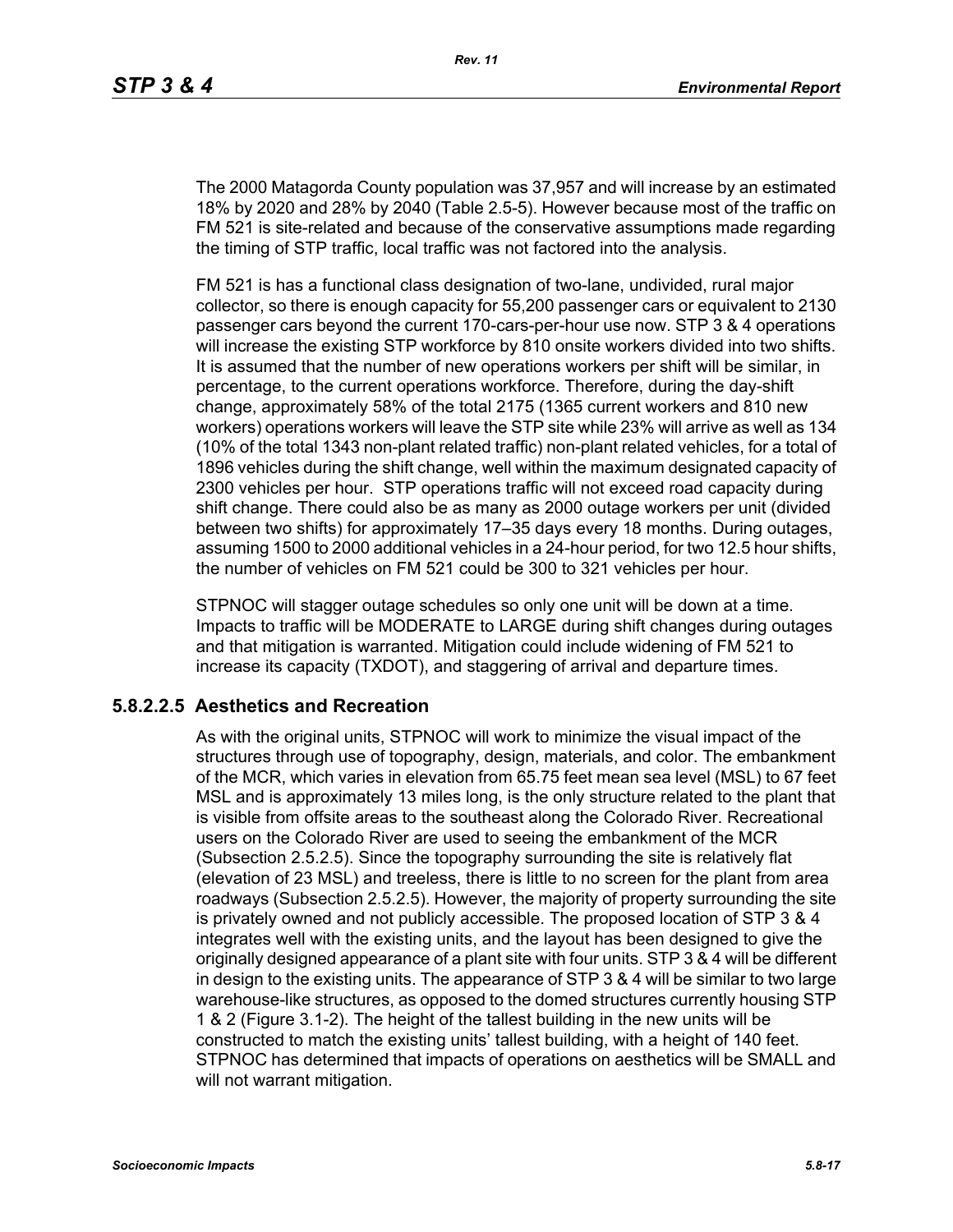The 2000 Matagorda County population was 37,957 and will increase by an estimated 18% by 2020 and 28% by 2040 (Table 2.5-5). However because most of the traffic on FM 521 is site-related and because of the conservative assumptions made regarding the timing of STP traffic, local traffic was not factored into the analysis.

FM 521 is has a functional class designation of two-lane, undivided, rural major collector, so there is enough capacity for 55,200 passenger cars or equivalent to 2130 passenger cars beyond the current 170-cars-per-hour use now. STP 3 & 4 operations will increase the existing STP workforce by 810 onsite workers divided into two shifts. It is assumed that the number of new operations workers per shift will be similar, in percentage, to the current operations workforce. Therefore, during the day-shift change, approximately 58% of the total 2175 (1365 current workers and 810 new workers) operations workers will leave the STP site while 23% will arrive as well as 134 (10% of the total 1343 non-plant related traffic) non-plant related vehicles, for a total of 1896 vehicles during the shift change, well within the maximum designated capacity of 2300 vehicles per hour. STP operations traffic will not exceed road capacity during shift change. There could also be as many as 2000 outage workers per unit (divided between two shifts) for approximately 17–35 days every 18 months. During outages, assuming 1500 to 2000 additional vehicles in a 24-hour period, for two 12.5 hour shifts, the number of vehicles on FM 521 could be 300 to 321 vehicles per hour.

STPNOC will stagger outage schedules so only one unit will be down at a time. Impacts to traffic will be MODERATE to LARGE during shift changes during outages and that mitigation is warranted. Mitigation could include widening of FM 521 to increase its capacity (TXDOT), and staggering of arrival and departure times.

### 5.8.2.2.5 Aesthetics and Recreation

As with the original units, STPNOC will work to minimize the visual impact of the structures through use of topography, design, materials, and color. The embankment of the MCR, which varies in elevation from 65.75 feet mean sea level (MSL) to 67 feet MSL and is approximately 13 miles long, is the only structure related to the plant that is visible from offsite areas to the southeast along the Colorado River. Recreational users on the Colorado River are used to seeing the embankment of the MCR (Subsection 2.5.2.5). Since the topography surrounding the site is relatively flat (elevation of 23 MSL) and treeless, there is little to no screen for the plant from area roadways (Subsection 2.5.2.5). However, the majority of property surrounding the site is privately owned and not publicly accessible. The proposed location of STP 3 & 4 integrates well with the existing units, and the layout has been designed to give the originally designed appearance of a plant site with four units. STP 3 & 4 will be different in design to the existing units. The appearance of STP 3 & 4 will be similar to two large warehouse-like structures, as opposed to the domed structures currently housing STP 1 & 2 (Figure 3.1-2). The height of the tallest building in the new units will be constructed to match the existing units' tallest building, with a height of 140 feet. STPNOC has determined that impacts of operations on aesthetics will be SMALL and will not warrant mitigation.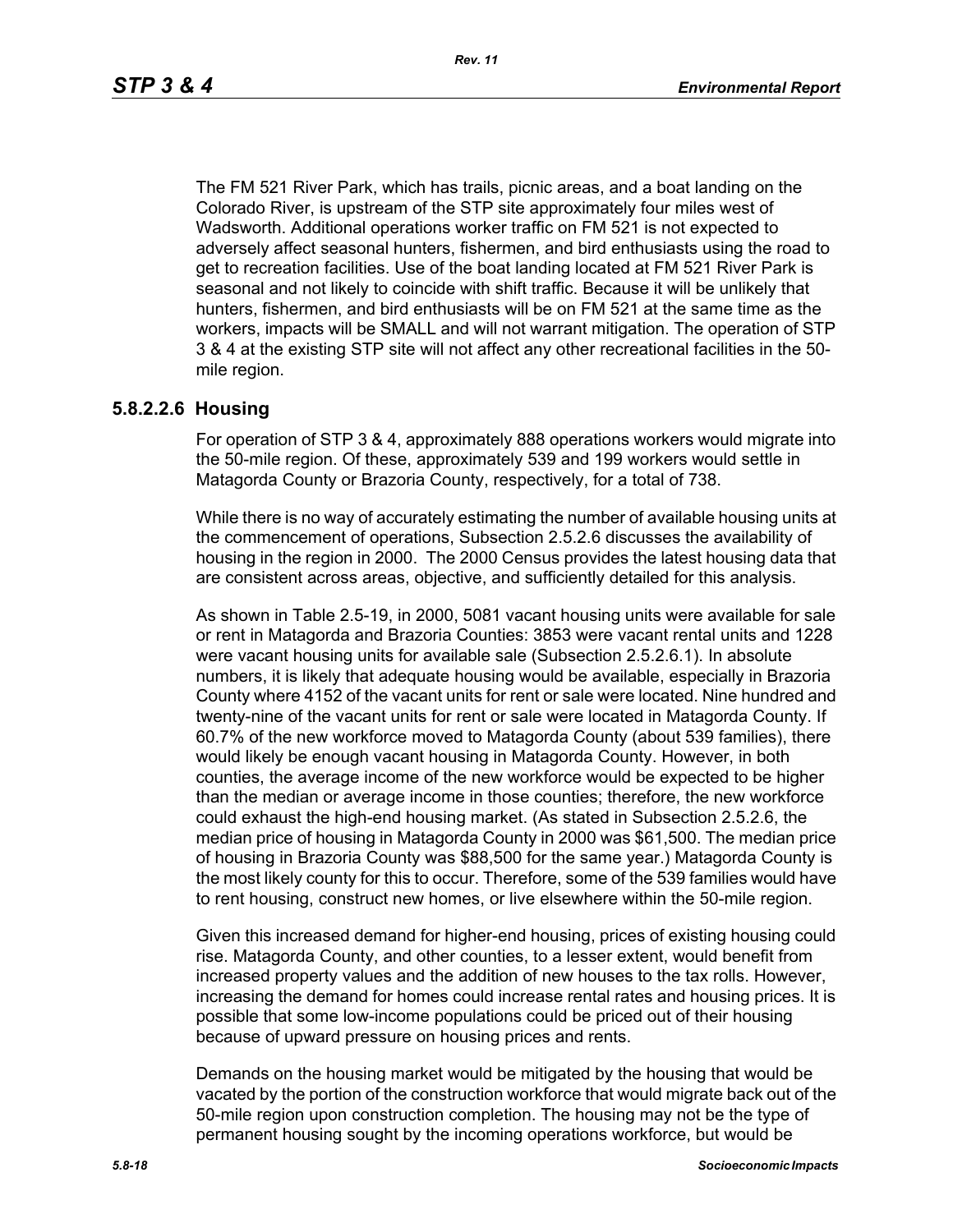The FM 521 River Park, which has trails, picnic areas, and a boat landing on the Colorado River, is upstream of the STP site approximately four miles west of Wadsworth. Additional operations worker traffic on FM 521 is not expected to adversely affect seasonal hunters, fishermen, and bird enthusiasts using the road to get to recreation facilities. Use of the boat landing located at FM 521 River Park is seasonal and not likely to coincide with shift traffic. Because it will be unlikely that hunters, fishermen, and bird enthusiasts will be on FM 521 at the same time as the workers, impacts will be SMALL and will not warrant mitigation. The operation of STP 3 & 4 at the existing STP site will not affect any other recreational facilities in the 50-mile region.

### 5.8.2.2.6 Housing

For operation of STP 3 & 4, approximately 888 operations workers would migrate into the 50-mile region. Of these, approximately 539 and 199 workers would settle in Matagorda County or Brazoria County, respectively, for a total of 738.

While there is no way of accurately estimating the number of available housing units at the commencement of operations, Subsection 2.5.2.6 discusses the availability of housing in the region in 2000. The 2000 Census provides the latest housing data that are consistent across areas, objective, and sufficiently detailed for this analysis.

As shown in Table 2.5-19, in 2000, 5081 vacant housing units were available for sale or rent in Matagorda and Brazoria Counties: 3853 were vacant rental units and 1228 were vacant housing units for available sale (Subsection 2.5.2.6.1). In absolute numbers, it is likely that adequate housing would be available, especially in Brazoria County where 4152 of the vacant units for rent or sale were located. Nine hundred and twenty-nine of the vacant units for rent or sale were located in Matagorda County. If 60.7% of the new workforce moved to Matagorda County (about 539 families), there would likely be enough vacant housing in Matagorda County. However, in both counties, the average income of the new workforce would be expected to be higher than the median or average income in those counties; therefore, the new workforce could exhaust the high-end housing market. (As stated in Subsection 2.5.2.6, the median price of housing in Matagorda County in 2000 was $61,500. The median price of housing in Brazoria County was $88,500 for the same year.) Matagorda County is the most likely county for this to occur. Therefore, some of the 539 families would have to rent housing, construct new homes, or live elsewhere within the 50-mile region.

Given this increased demand for higher-end housing, prices of existing housing could rise. Matagorda County, and other counties, to a lesser extent, would benefit from increased property values and the addition of new houses to the tax rolls. However, increasing the demand for homes could increase rental rates and housing prices. It is possible that some low-income populations could be priced out of their housing because of upward pressure on housing prices and rents.

Demands on the housing market would be mitigated by the housing that would be vacated by the portion of the construction workforce that would migrate back out of the 50-mile region upon construction completion. The housing may not be the type of permanent housing sought by the incoming operations workforce, but would be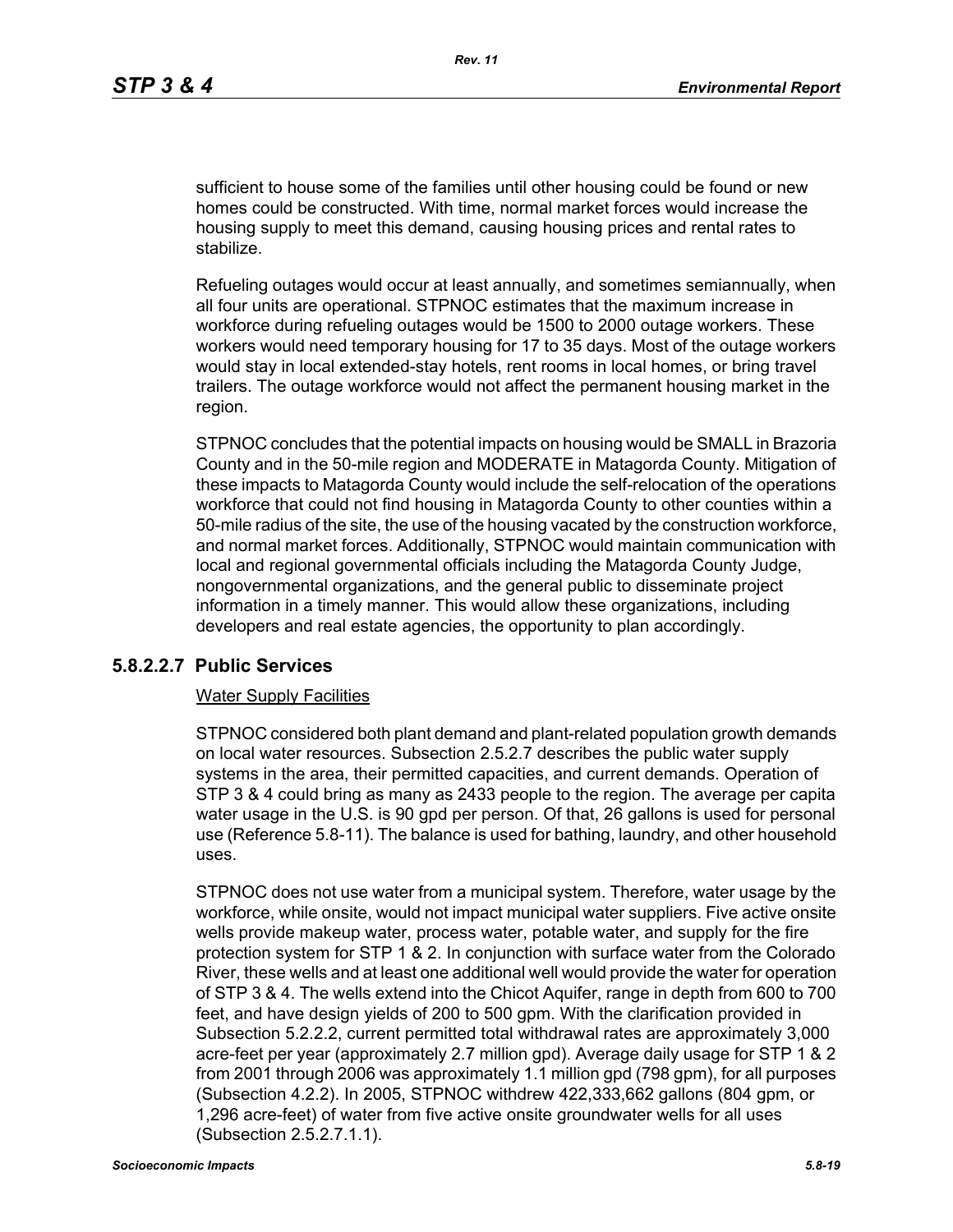sufficient to house some of the families until other housing could be found or new homes could be constructed. With time, normal market forces would increase the housing supply to meet this demand, causing housing prices and rental rates to stabilize.

Refueling outages would occur at least annually, and sometimes semiannually, when all four units are operational. STPNOC estimates that the maximum increase in workforce during refueling outages would be 1500 to 2000 outage workers. These workers would need temporary housing for 17 to 35 days. Most of the outage workers would stay in local extended-stay hotels, rent rooms in local homes, or bring travel trailers. The outage workforce would not affect the permanent housing market in the region.

STPNOC concludes that the potential impacts on housing would be SMALL in Brazoria County and in the 50-mile region and MODERATE in Matagorda County. Mitigation of these impacts to Matagorda County would include the self-relocation of the operations workforce that could not find housing in Matagorda County to other counties within a 50-mile radius of the site, the use of the housing vacated by the construction workforce, and normal market forces. Additionally, STPNOC would maintain communication with local and regional governmental officials including the Matagorda County Judge, nongovernmental organizations, and the general public to disseminate project information in a timely manner. This would allow these organizations, including developers and real estate agencies, the opportunity to plan accordingly.

### 5.8.2.2.7 Public Services

Water Supply Facilities

STPNOC considered both plant demand and plant-related population growth demands on local water resources. Subsection 2.5.2.7 describes the public water supply systems in the area, their permitted capacities, and current demands. Operation of STP 3 & 4 could bring as many as 2433 people to the region. The average per capita water usage in the U.S. is 90 gpd per person. Of that, 26 gallons is used for personal use (Reference 5.8-11). The balance is used for bathing, laundry, and other household uses.

STPNOC does not use water from a municipal system. Therefore, water usage by the workforce, while onsite, would not impact municipal water suppliers. Five active onsite wells provide makeup water, process water, potable water, and supply for the fire protection system for STP 1 & 2. In conjunction with surface water from the Colorado River, these wells and at least one additional well would provide the water for operation of STP 3 & 4. The wells extend into the Chicot Aquifer, range in depth from 600 to 700 feet, and have design yields of 200 to 500 gpm. With the clarification provided in Subsection 5.2.2.2, current permitted total withdrawal rates are approximately 3,000 acre-feet per year (approximately 2.7 million gpd). Average daily usage for STP 1 & 2 from 2001 through 2006 was approximately 1.1 million gpd (798 gpm), for all purposes (Subsection 4.2.2). In 2005, STPNOC withdrew 422,333,662 gallons (804 gpm, or 1,296 acre-feet) of water from five active onsite groundwater wells for all uses (Subsection 2.5.2.7.1.1).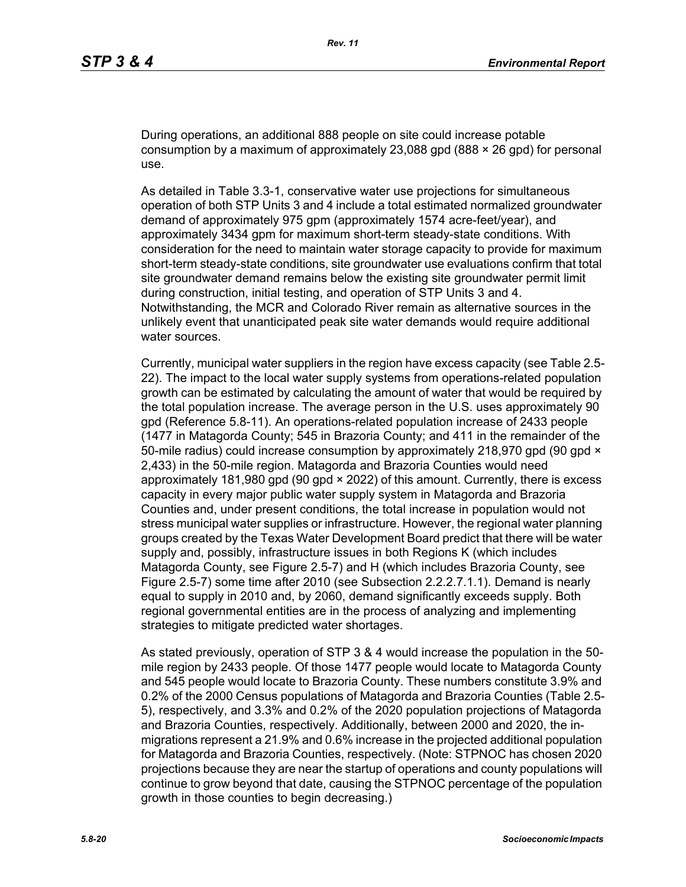During operations, an additional 888 people on site could increase potable consumption by a maximum of approximately 23,088 gpd (888 × 26 gpd) for personal use.

As detailed in Table 3.3-1, conservative water use projections for simultaneous operation of both STP Units 3 and 4 include a total estimated normalized groundwater demand of approximately 975 gpm (approximately 1574 acre-feet/year), and approximately 3434 gpm for maximum short-term steady-state conditions. With consideration for the need to maintain water storage capacity to provide for maximum short-term steady-state conditions, site groundwater use evaluations confirm that total site groundwater demand remains below the existing site groundwater permit limit during construction, initial testing, and operation of STP Units 3 and 4. Notwithstanding, the MCR and Colorado River remain as alternative sources in the unlikely event that unanticipated peak site water demands would require additional water sources.

Currently, municipal water suppliers in the region have excess capacity (see Table 2.5-22). The impact to the local water supply systems from operations-related population growth can be estimated by calculating the amount of water that would be required by the total population increase. The average person in the U.S. uses approximately 90 gpd (Reference 5.8-11). An operations-related population increase of 2433 people (1477 in Matagorda County; 545 in Brazoria County; and 411 in the remainder of the 50-mile radius) could increase consumption by approximately 218,970 gpd (90 gpd × 2,433) in the 50-mile region. Matagorda and Brazoria Counties would need approximately 181,980 gpd (90 gpd × 2022) of this amount. Currently, there is excess capacity in every major public water supply system in Matagorda and Brazoria Counties and, under present conditions, the total increase in population would not stress municipal water supplies or infrastructure. However, the regional water planning groups created by the Texas Water Development Board predict that there will be water supply and, possibly, infrastructure issues in both Regions K (which includes Matagorda County, see Figure 2.5-7) and H (which includes Brazoria County, see Figure 2.5-7) some time after 2010 (see Subsection 2.2.2.7.1.1). Demand is nearly equal to supply in 2010 and, by 2060, demand significantly exceeds supply. Both regional governmental entities are in the process of analyzing and implementing strategies to mitigate predicted water shortages.

As stated previously, operation of STP 3 & 4 would increase the population in the 50-mile region by 2433 people. Of those 1477 people would locate to Matagorda County and 545 people would locate to Brazoria County. These numbers constitute 3.9% and 0.2% of the 2000 Census populations of Matagorda and Brazoria Counties (Table 2.5-5), respectively, and 3.3% and 0.2% of the 2020 population projections of Matagorda and Brazoria Counties, respectively. Additionally, between 2000 and 2020, the in-migrations represent a 21.9% and 0.6% increase in the projected additional population for Matagorda and Brazoria Counties, respectively. (Note: STPNOC has chosen 2020 projections because they are near the startup of operations and county populations will continue to grow beyond that date, causing the STPNOC percentage of the population growth in those counties to begin decreasing.)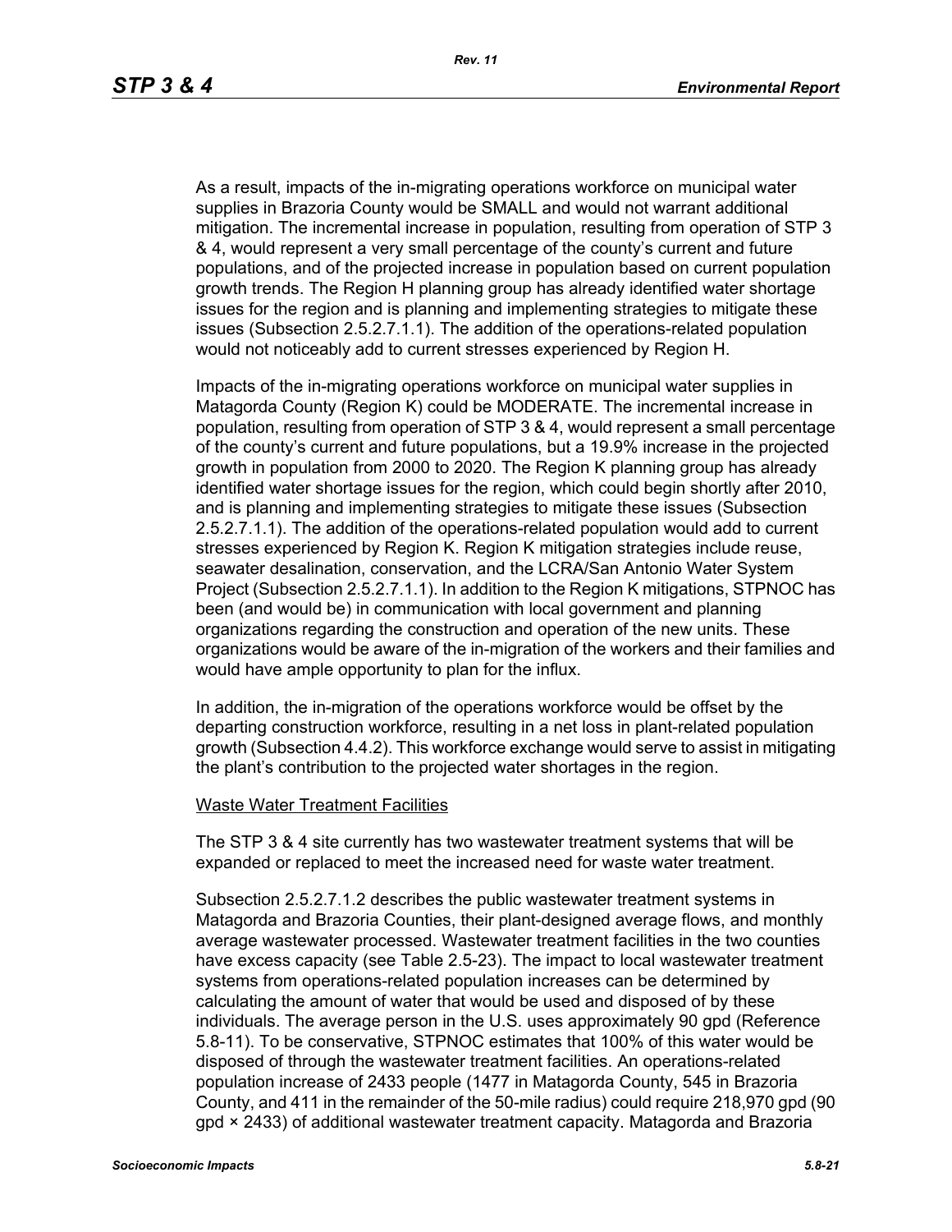As a result, impacts of the in-migrating operations workforce on municipal water supplies in Brazoria County would be SMALL and would not warrant additional mitigation. The incremental increase in population, resulting from operation of STP 3 & 4, would represent a very small percentage of the county's current and future populations, and of the projected increase in population based on current population growth trends. The Region H planning group has already identified water shortage issues for the region and is planning and implementing strategies to mitigate these issues (Subsection 2.5.2.7.1.1). The addition of the operations-related population would not noticeably add to current stresses experienced by Region H.

Impacts of the in-migrating operations workforce on municipal water supplies in Matagorda County (Region K) could be MODERATE. The incremental increase in population, resulting from operation of STP 3 & 4, would represent a small percentage of the county's current and future populations, but a 19.9% increase in the projected growth in population from 2000 to 2020. The Region K planning group has already identified water shortage issues for the region, which could begin shortly after 2010, and is planning and implementing strategies to mitigate these issues (Subsection 2.5.2.7.1.1). The addition of the operations-related population would add to current stresses experienced by Region K. Region K mitigation strategies include reuse, seawater desalination, conservation, and the LCRA/San Antonio Water System Project (Subsection 2.5.2.7.1.1). In addition to the Region K mitigations, STPNOC has been (and would be) in communication with local government and planning organizations regarding the construction and operation of the new units. These organizations would be aware of the in-migration of the workers and their families and would have ample opportunity to plan for the influx.

In addition, the in-migration of the operations workforce would be offset by the departing construction workforce, resulting in a net loss in plant-related population growth (Subsection 4.4.2). This workforce exchange would serve to assist in mitigating the plant's contribution to the projected water shortages in the region.

<u>Waste Water Treatment Facilities</u>

The STP 3 & 4 site currently has two wastewater treatment systems that will be expanded or replaced to meet the increased need for waste water treatment.

Subsection 2.5.2.7.1.2 describes the public wastewater treatment systems in Matagorda and Brazoria Counties, their plant-designed average flows, and monthly average wastewater processed. Wastewater treatment facilities in the two counties have excess capacity (see Table 2.5-23). The impact to local wastewater treatment systems from operations-related population increases can be determined by calculating the amount of water that would be used and disposed of by these individuals. The average person in the U.S. uses approximately 90 gpd (Reference 5.8-11). To be conservative, STPNOC estimates that 100% of this water would be disposed of through the wastewater treatment facilities. An operations-related population increase of 2433 people (1477 in Matagorda County, 545 in Brazoria County, and 411 in the remainder of the 50-mile radius) could require 218,970 gpd (90 gpd × 2433) of additional wastewater treatment capacity. Matagorda and Brazoria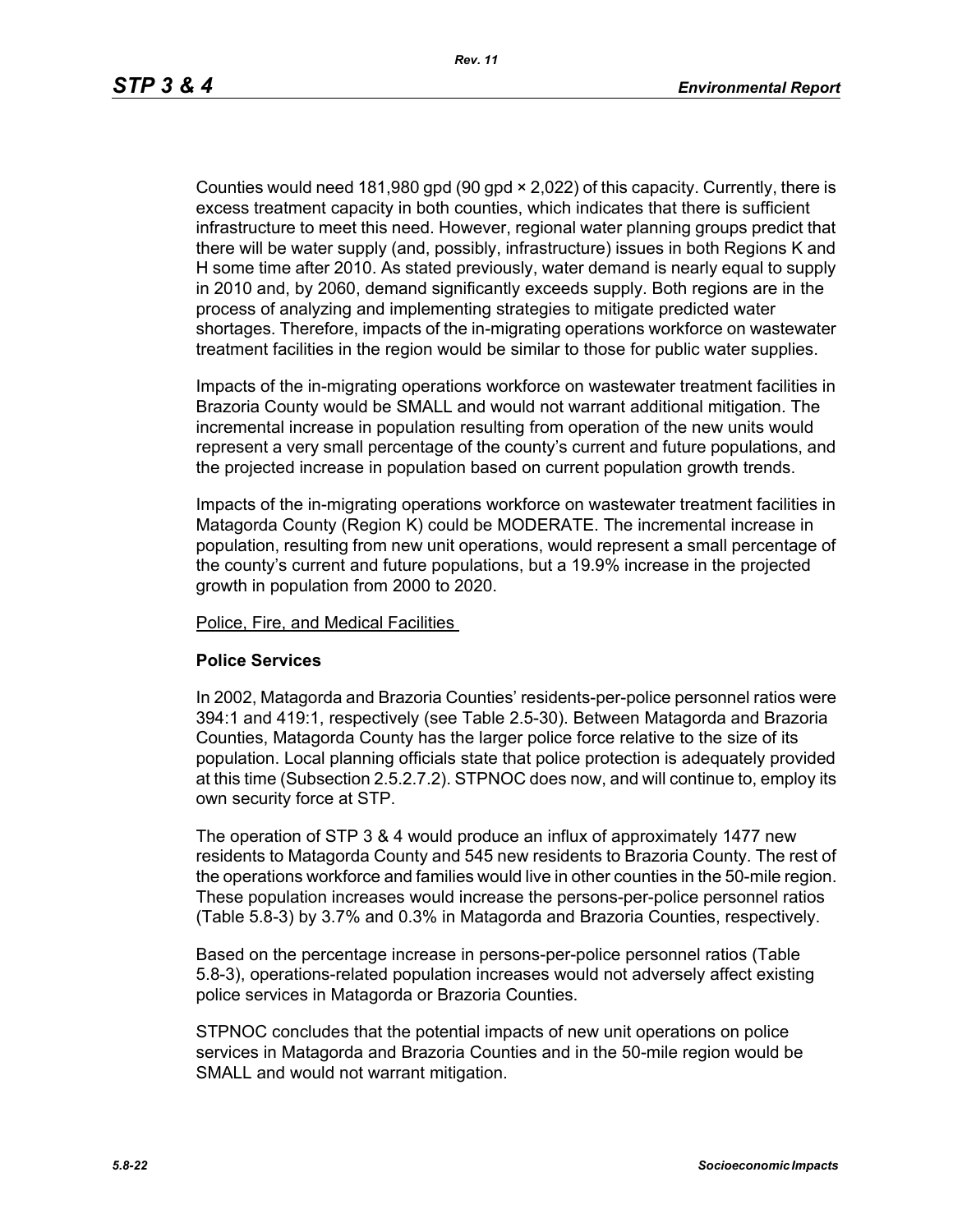Counties would need 181,980 gpd (90 gpd × 2,022) of this capacity. Currently, there is excess treatment capacity in both counties, which indicates that there is sufficient infrastructure to meet this need. However, regional water planning groups predict that there will be water supply (and, possibly, infrastructure) issues in both Regions K and H some time after 2010. As stated previously, water demand is nearly equal to supply in 2010 and, by 2060, demand significantly exceeds supply. Both regions are in the process of analyzing and implementing strategies to mitigate predicted water shortages. Therefore, impacts of the in-migrating operations workforce on wastewater treatment facilities in the region would be similar to those for public water supplies.

Impacts of the in-migrating operations workforce on wastewater treatment facilities in Brazoria County would be SMALL and would not warrant additional mitigation. The incremental increase in population resulting from operation of the new units would represent a very small percentage of the county's current and future populations, and the projected increase in population based on current population growth trends.

Impacts of the in-migrating operations workforce on wastewater treatment facilities in Matagorda County (Region K) could be MODERATE. The incremental increase in population, resulting from new unit operations, would represent a small percentage of the county's current and future populations, but a 19.9% increase in the projected growth in population from 2000 to 2020.

<u>Police, Fire, and Medical Facilities</u>

**Police Services**

In 2002, Matagorda and Brazoria Counties' residents-per-police personnel ratios were 394:1 and 419:1, respectively (see Table 2.5-30). Between Matagorda and Brazoria Counties, Matagorda County has the larger police force relative to the size of its population. Local planning officials state that police protection is adequately provided at this time (Subsection 2.5.2.7.2). STPNOC does now, and will continue to, employ its own security force at STP.

The operation of STP 3 & 4 would produce an influx of approximately 1477 new residents to Matagorda County and 545 new residents to Brazoria County. The rest of the operations workforce and families would live in other counties in the 50-mile region. These population increases would increase the persons-per-police personnel ratios (Table 5.8-3) by 3.7% and 0.3% in Matagorda and Brazoria Counties, respectively.

Based on the percentage increase in persons-per-police personnel ratios (Table 5.8-3), operations-related population increases would not adversely affect existing police services in Matagorda or Brazoria Counties.

STPNOC concludes that the potential impacts of new unit operations on police services in Matagorda and Brazoria Counties and in the 50-mile region would be SMALL and would not warrant mitigation.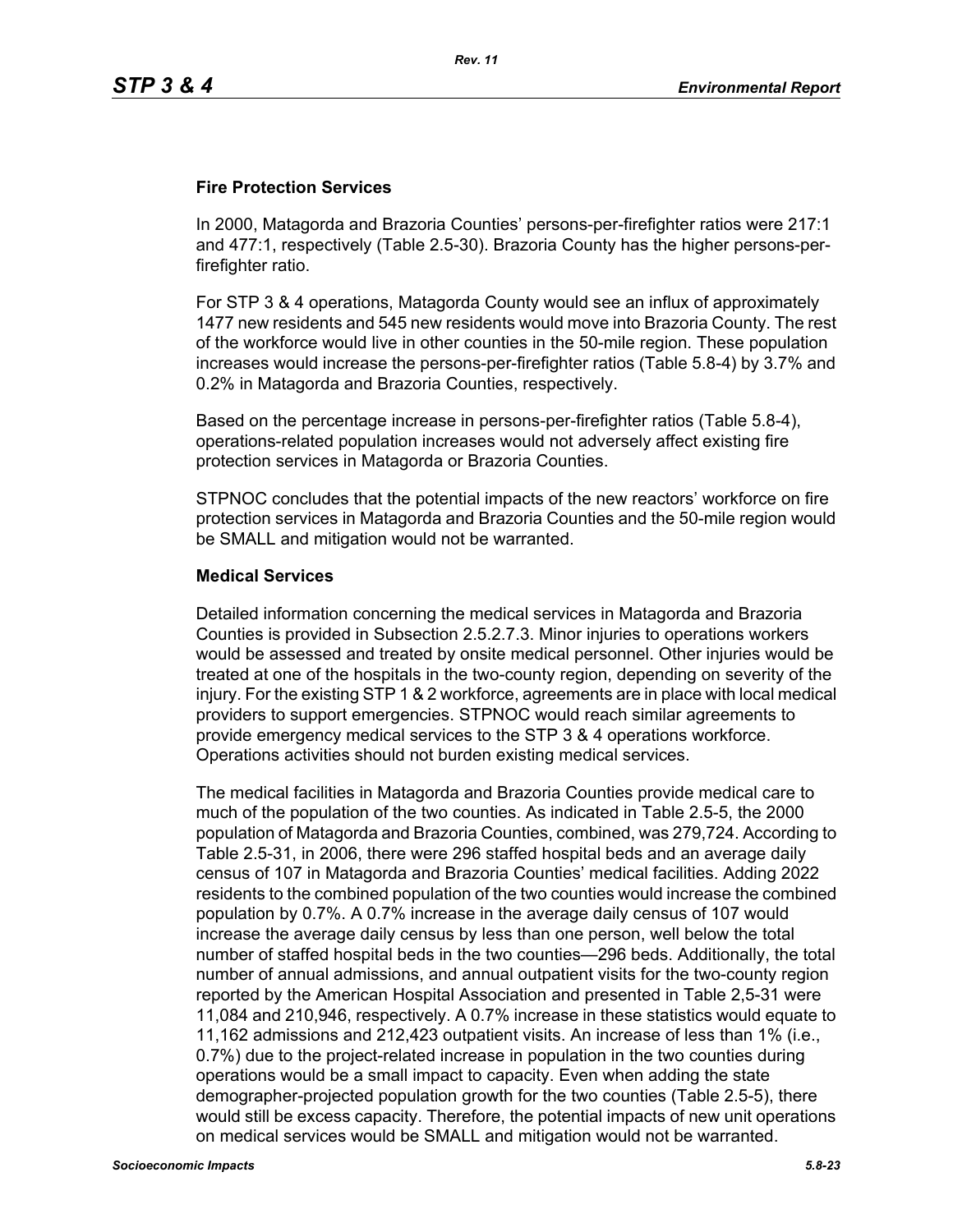### Fire Protection Services

In 2000, Matagorda and Brazoria Counties' persons-per-firefighter ratios were 217:1 and 477:1, respectively (Table 2.5-30). Brazoria County has the higher persons-per-firefighter ratio.

For STP 3 & 4 operations, Matagorda County would see an influx of approximately 1477 new residents and 545 new residents would move into Brazoria County. The rest of the workforce would live in other counties in the 50-mile region. These population increases would increase the persons-per-firefighter ratios (Table 5.8-4) by 3.7% and 0.2% in Matagorda and Brazoria Counties, respectively.

Based on the percentage increase in persons-per-firefighter ratios (Table 5.8-4), operations-related population increases would not adversely affect existing fire protection services in Matagorda or Brazoria Counties.

STPNOC concludes that the potential impacts of the new reactors' workforce on fire protection services in Matagorda and Brazoria Counties and the 50-mile region would be SMALL and mitigation would not be warranted.

### Medical Services

Detailed information concerning the medical services in Matagorda and Brazoria Counties is provided in Subsection 2.5.2.7.3. Minor injuries to operations workers would be assessed and treated by onsite medical personnel. Other injuries would be treated at one of the hospitals in the two-county region, depending on severity of the injury. For the existing STP 1 & 2 workforce, agreements are in place with local medical providers to support emergencies. STPNOC would reach similar agreements to provide emergency medical services to the STP 3 & 4 operations workforce. Operations activities should not burden existing medical services.

The medical facilities in Matagorda and Brazoria Counties provide medical care to much of the population of the two counties. As indicated in Table 2.5-5, the 2000 population of Matagorda and Brazoria Counties, combined, was 279,724. According to Table 2.5-31, in 2006, there were 296 staffed hospital beds and an average daily census of 107 in Matagorda and Brazoria Counties' medical facilities. Adding 2022 residents to the combined population of the two counties would increase the combined population by 0.7%. A 0.7% increase in the average daily census of 107 would increase the average daily census by less than one person, well below the total number of staffed hospital beds in the two counties—296 beds. Additionally, the total number of annual admissions, and annual outpatient visits for the two-county region reported by the American Hospital Association and presented in Table 2,5-31 were 11,084 and 210,946, respectively. A 0.7% increase in these statistics would equate to 11,162 admissions and 212,423 outpatient visits. An increase of less than 1% (i.e., 0.7%) due to the project-related increase in population in the two counties during operations would be a small impact to capacity. Even when adding the state demographer-projected population growth for the two counties (Table 2.5-5), there would still be excess capacity. Therefore, the potential impacts of new unit operations on medical services would be SMALL and mitigation would not be warranted.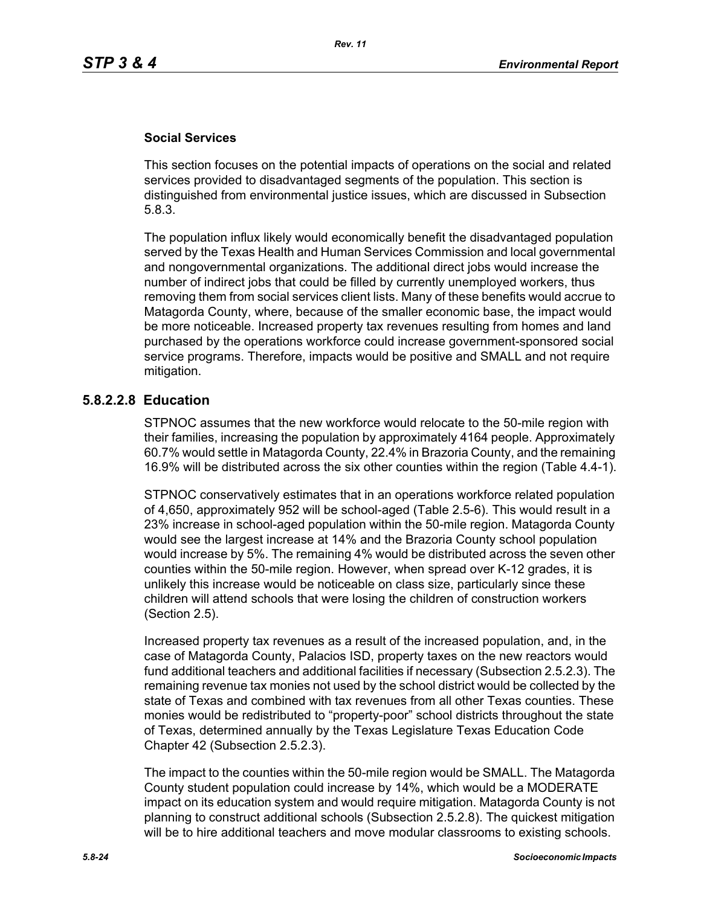**Social Services**

This section focuses on the potential impacts of operations on the social and related services provided to disadvantaged segments of the population. This section is distinguished from environmental justice issues, which are discussed in Subsection 5.8.3.

The population influx likely would economically benefit the disadvantaged population served by the Texas Health and Human Services Commission and local governmental and nongovernmental organizations. The additional direct jobs would increase the number of indirect jobs that could be filled by currently unemployed workers, thus removing them from social services client lists. Many of these benefits would accrue to Matagorda County, where, because of the smaller economic base, the impact would be more noticeable. Increased property tax revenues resulting from homes and land purchased by the operations workforce could increase government-sponsored social service programs. Therefore, impacts would be positive and SMALL and not require mitigation.

### 5.8.2.2.8 Education

STPNOC assumes that the new workforce would relocate to the 50-mile region with their families, increasing the population by approximately 4164 people. Approximately 60.7% would settle in Matagorda County, 22.4% in Brazoria County, and the remaining 16.9% will be distributed across the six other counties within the region (Table 4.4-1).

STPNOC conservatively estimates that in an operations workforce related population of 4,650, approximately 952 will be school-aged (Table 2.5-6). This would result in a 23% increase in school-aged population within the 50-mile region. Matagorda County would see the largest increase at 14% and the Brazoria County school population would increase by 5%. The remaining 4% would be distributed across the seven other counties within the 50-mile region. However, when spread over K-12 grades, it is unlikely this increase would be noticeable on class size, particularly since these children will attend schools that were losing the children of construction workers (Section 2.5).

Increased property tax revenues as a result of the increased population, and, in the case of Matagorda County, Palacios ISD, property taxes on the new reactors would fund additional teachers and additional facilities if necessary (Subsection 2.5.2.3). The remaining revenue tax monies not used by the school district would be collected by the state of Texas and combined with tax revenues from all other Texas counties. These monies would be redistributed to "property-poor" school districts throughout the state of Texas, determined annually by the Texas Legislature Texas Education Code Chapter 42 (Subsection 2.5.2.3).

The impact to the counties within the 50-mile region would be SMALL. The Matagorda County student population could increase by 14%, which would be a MODERATE impact on its education system and would require mitigation. Matagorda County is not planning to construct additional schools (Subsection 2.5.2.8). The quickest mitigation will be to hire additional teachers and move modular classrooms to existing schools.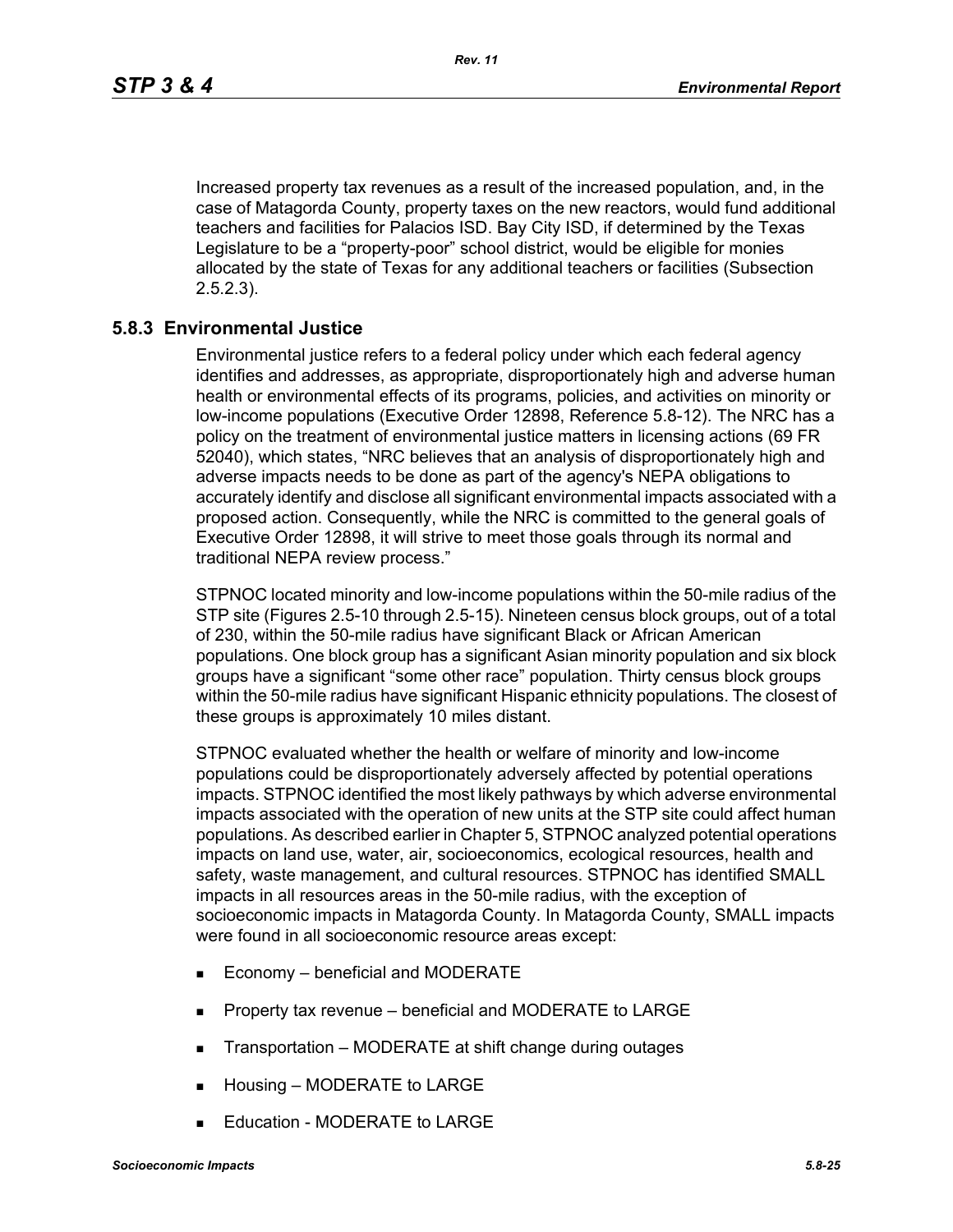Increased property tax revenues as a result of the increased population, and, in the case of Matagorda County, property taxes on the new reactors, would fund additional teachers and facilities for Palacios ISD. Bay City ISD, if determined by the Texas Legislature to be a "property-poor" school district, would be eligible for monies allocated by the state of Texas for any additional teachers or facilities (Subsection 2.5.2.3).

### 5.8.3 Environmental Justice

Environmental justice refers to a federal policy under which each federal agency identifies and addresses, as appropriate, disproportionately high and adverse human health or environmental effects of its programs, policies, and activities on minority or low-income populations (Executive Order 12898, Reference 5.8-12). The NRC has a policy on the treatment of environmental justice matters in licensing actions (69 FR 52040), which states, "NRC believes that an analysis of disproportionately high and adverse impacts needs to be done as part of the agency's NEPA obligations to accurately identify and disclose all significant environmental impacts associated with a proposed action. Consequently, while the NRC is committed to the general goals of Executive Order 12898, it will strive to meet those goals through its normal and traditional NEPA review process."

STPNOC located minority and low-income populations within the 50-mile radius of the STP site (Figures 2.5-10 through 2.5-15). Nineteen census block groups, out of a total of 230, within the 50-mile radius have significant Black or African American populations. One block group has a significant Asian minority population and six block groups have a significant "some other race" population. Thirty census block groups within the 50-mile radius have significant Hispanic ethnicity populations. The closest of these groups is approximately 10 miles distant.

STPNOC evaluated whether the health or welfare of minority and low-income populations could be disproportionately adversely affected by potential operations impacts. STPNOC identified the most likely pathways by which adverse environmental impacts associated with the operation of new units at the STP site could affect human populations. As described earlier in Chapter 5, STPNOC analyzed potential operations impacts on land use, water, air, socioeconomics, ecological resources, health and safety, waste management, and cultural resources. STPNOC has identified SMALL impacts in all resources areas in the 50-mile radius, with the exception of socioeconomic impacts in Matagorda County. In Matagorda County, SMALL impacts were found in all socioeconomic resource areas except:

- Economy – beneficial and MODERATE
- Property tax revenue – beneficial and MODERATE to LARGE
- Transportation – MODERATE at shift change during outages
- Housing – MODERATE to LARGE
- Education - MODERATE to LARGE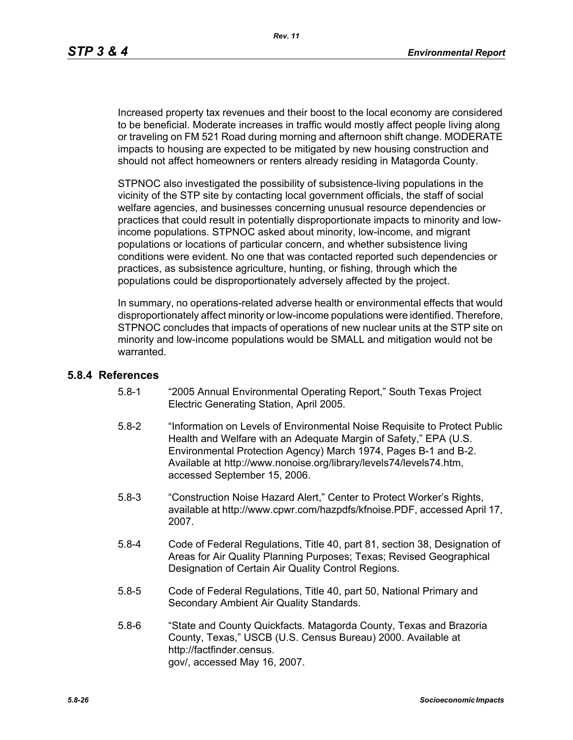Increased property tax revenues and their boost to the local economy are considered to be beneficial. Moderate increases in traffic would mostly affect people living along or traveling on FM 521 Road during morning and afternoon shift change. MODERATE impacts to housing are expected to be mitigated by new housing construction and should not affect homeowners or renters already residing in Matagorda County.

STPNOC also investigated the possibility of subsistence-living populations in the vicinity of the STP site by contacting local government officials, the staff of social welfare agencies, and businesses concerning unusual resource dependencies or practices that could result in potentially disproportionate impacts to minority and low-income populations. STPNOC asked about minority, low-income, and migrant populations or locations of particular concern, and whether subsistence living conditions were evident. No one that was contacted reported such dependencies or practices, as subsistence agriculture, hunting, or fishing, through which the populations could be disproportionately adversely affected by the project.

In summary, no operations-related adverse health or environmental effects that would disproportionately affect minority or low-income populations were identified. Therefore, STPNOC concludes that impacts of operations of new nuclear units at the STP site on minority and low-income populations would be SMALL and mitigation would not be warranted.

## 5.8.4 References

5.8-1 "2005 Annual Environmental Operating Report," South Texas Project Electric Generating Station, April 2005.

5.8-2 "Information on Levels of Environmental Noise Requisite to Protect Public Health and Welfare with an Adequate Margin of Safety," EPA (U.S. Environmental Protection Agency) March 1974, Pages B-1 and B-2. Available at http://www.nonoise.org/library/levels74/levels74.htm, accessed September 15, 2006.

5.8-3 "Construction Noise Hazard Alert," Center to Protect Worker's Rights, available at http://www.cpwr.com/hazpdfs/kfnoise.PDF, accessed April 17, 2007.

5.8-4 Code of Federal Regulations, Title 40, part 81, section 38, Designation of Areas for Air Quality Planning Purposes; Texas; Revised Geographical Designation of Certain Air Quality Control Regions.

5.8-5 Code of Federal Regulations, Title 40, part 50, National Primary and Secondary Ambient Air Quality Standards.

5.8-6 "State and County Quickfacts. Matagorda County, Texas and Brazoria County, Texas," USCB (U.S. Census Bureau) 2000. Available at http://factfinder.census.gov/, accessed May 16, 2007.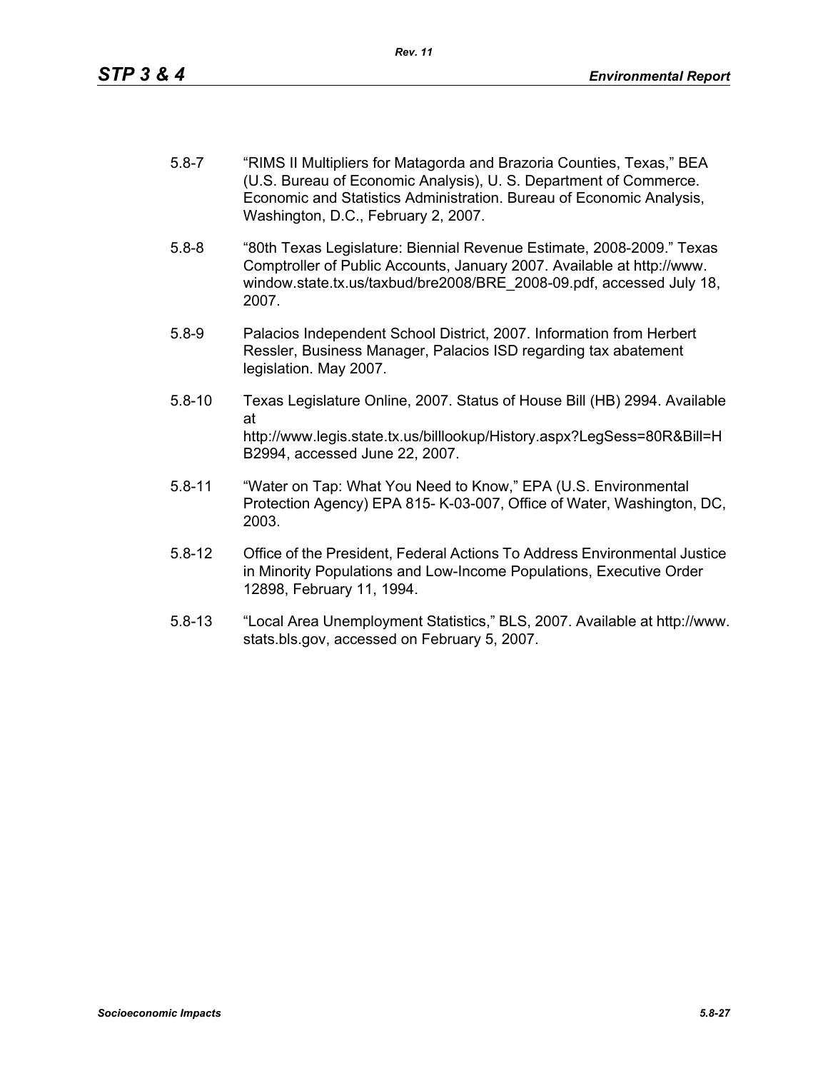5.8-7 "RIMS II Multipliers for Matagorda and Brazoria Counties, Texas," BEA (U.S. Bureau of Economic Analysis), U. S. Department of Commerce. Economic and Statistics Administration. Bureau of Economic Analysis, Washington, D.C., February 2, 2007.

5.8-8 "80th Texas Legislature: Biennial Revenue Estimate, 2008-2009." Texas Comptroller of Public Accounts, January 2007. Available at http://www.window.state.tx.us/taxbud/bre2008/BRE_2008-09.pdf, accessed July 18, 2007.

5.8-9 Palacios Independent School District, 2007. Information from Herbert Ressler, Business Manager, Palacios ISD regarding tax abatement legislation. May 2007.

5.8-10 Texas Legislature Online, 2007. Status of House Bill (HB) 2994. Available at http://www.legis.state.tx.us/billlookup/History.aspx?LegSess=80R&Bill=HB2994, accessed June 22, 2007.

5.8-11 "Water on Tap: What You Need to Know," EPA (U.S. Environmental Protection Agency) EPA 815- K-03-007, Office of Water, Washington, DC, 2003.

5.8-12 Office of the President, Federal Actions To Address Environmental Justice in Minority Populations and Low-Income Populations, Executive Order 12898, February 11, 1994.

5.8-13 "Local Area Unemployment Statistics," BLS, 2007. Available at http://www.stats.bls.gov, accessed on February 5, 2007.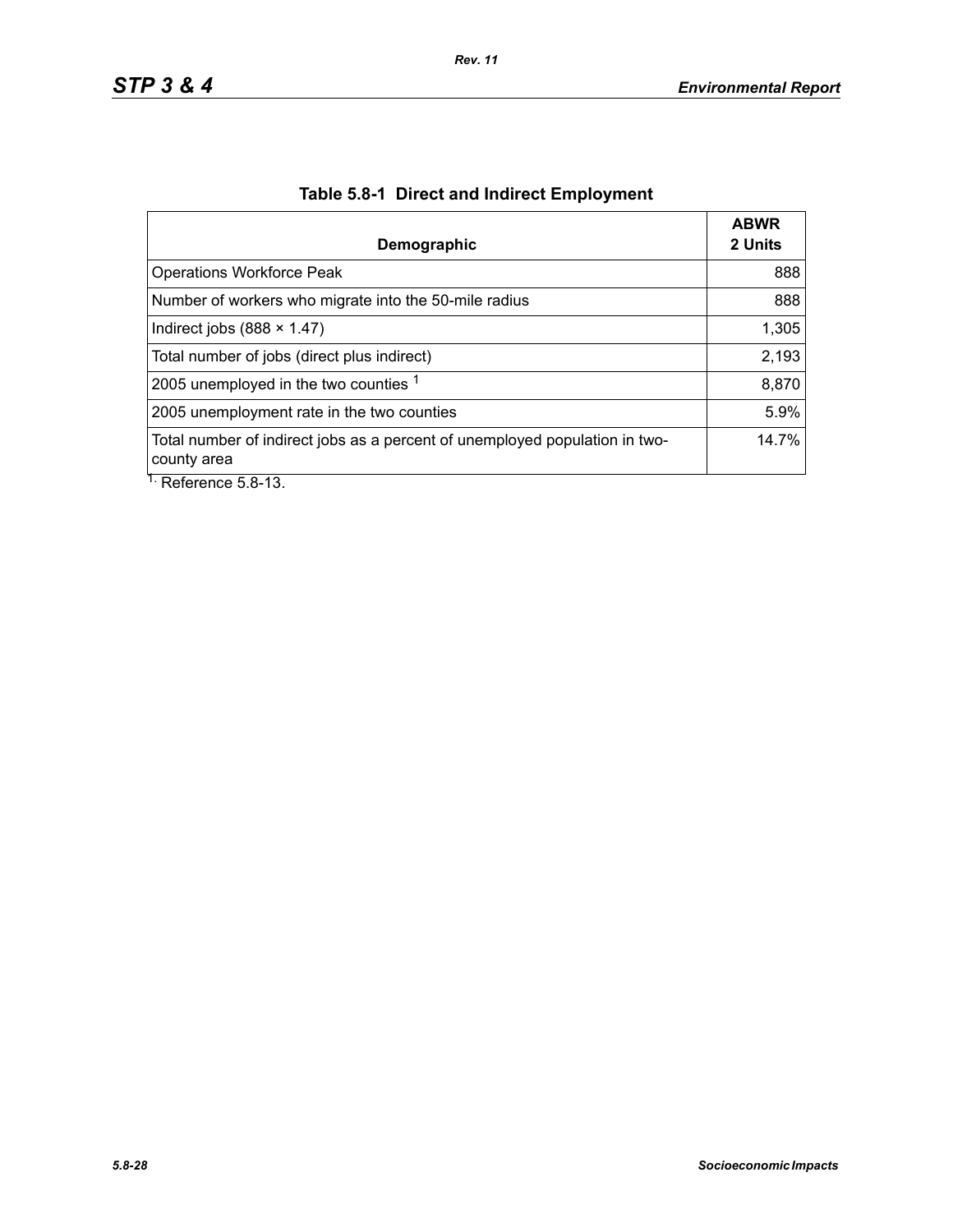**Table 5.8-1 Direct and Indirect Employment**

| Demographic | ABWR 2 Units |
|---|---|
| Operations Workforce Peak | 888 |
| Number of workers who migrate into the 50-mile radius | 888 |
| Indirect jobs (888 × 1.47) | 1,305 |
| Total number of jobs (direct plus indirect) | 2,193 |
| 2005 unemployed in the two counties [1] | 8,870 |
| 2005 unemployment rate in the two counties | 5.9% |
| Total number of indirect jobs as a percent of unemployed population in two-county area | 14.7% |

1. Reference 5.8-13.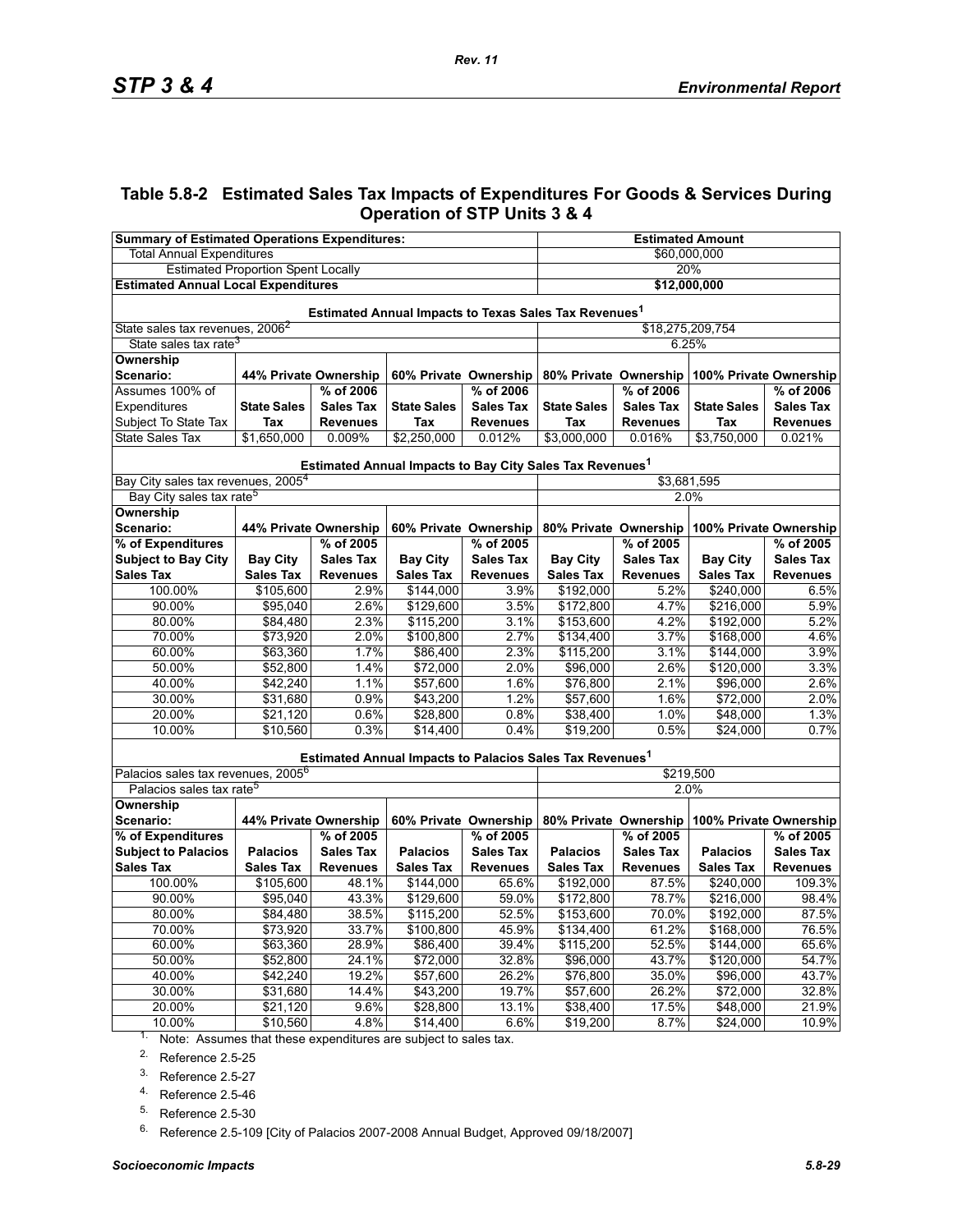## Table 5.8-2 Estimated Sales Tax Impacts of Expenditures For Goods & Services During Operation of STP Units 3 & 4

| Summary of Estimated Operations Expenditures: | | | | | Estimated Amount | | | |
|---|---|---|---|---|---|---|---|---|
| Total Annual Expenditures | | | | | $60,000,000 | | | |
| Estimated Proportion Spent Locally | | | | | 20% | | | |
| **Estimated Annual Local Expenditures** | | | | | **$12,000,000** | | | |
| **Estimated Annual Impacts to Texas Sales Tax Revenues[1]** | | | | | | | | |
| State sales tax revenues, 2006[2] | | | | | $18,275,209,754 | | | |
| State sales tax rate[3] | | | | | 6.25% | | | |
| **Ownership Scenario:** | **44% Private Ownership** | | **60% Private Ownership** | | **80% Private Ownership** | | **100% Private Ownership** | |
| Assumes 100% of Expenditures Subject To State Tax | **State Sales Tax** | **% of 2006 Sales Tax Revenues** | **State Sales Tax** | **% of 2006 Sales Tax Revenues** | **State Sales Tax** | **% of 2006 Sales Tax Revenues** | **State Sales Tax** | **% of 2006 Sales Tax Revenues** |
| State Sales Tax | $1,650,000 | 0.009% | $2,250,000 | 0.012% | $3,000,000 | 0.016% | $3,750,000 | 0.021% |
| **Estimated Annual Impacts to Bay City Sales Tax Revenues[1]** | | | | | | | | |
| Bay City sales tax revenues, 2005[4] | | | | | $3,681,595 | | | |
| Bay City sales tax rate[5] | | | | | 2.0% | | | |
| **Ownership Scenario:** | **44% Private Ownership** | | **60% Private Ownership** | | **80% Private Ownership** | | **100% Private Ownership** | |
| **% of Expenditures Subject to Bay City Sales Tax** | **Bay City Sales Tax** | **% of 2005 Sales Tax Revenues** | **Bay City Sales Tax** | **% of 2005 Sales Tax Revenues** | **Bay City Sales Tax** | **% of 2005 Sales Tax Revenues** | **Bay City Sales Tax** | **% of 2005 Sales Tax Revenues** |
| 100.00% | $105,600 | 2.9% | $144,000 | 3.9% | $192,000 | 5.2% | $240,000 | 6.5% |
| 90.00% | $95,040 | 2.6% | $129,600 | 3.5% | $172,800 | 4.7% | $216,000 | 5.9% |
| 80.00% | $84,480 | 2.3% | $115,200 | 3.1% | $153,600 | 4.2% | $192,000 | 5.2% |
| 70.00% | $73,920 | 2.0% | $100,800 | 2.7% | $134,400 | 3.7% | $168,000 | 4.6% |
| 60.00% | $63,360 | 1.7% | $86,400 | 2.3% | $115,200 | 3.1% | $144,000 | 3.9% |
| 50.00% | $52,800 | 1.4% | $72,000 | 2.0% | $96,000 | 2.6% | $120,000 | 3.3% |
| 40.00% | $42,240 | 1.1% | $57,600 | 1.6% | $76,800 | 2.1% | $96,000 | 2.6% |
| 30.00% | $31,680 | 0.9% | $43,200 | 1.2% | $57,600 | 1.6% | $72,000 | 2.0% |
| 20.00% | $21,120 | 0.6% | $28,800 | 0.8% | $38,400 | 1.0% | $48,000 | 1.3% |
| 10.00% | $10,560 | 0.3% | $14,400 | 0.4% | $19,200 | 0.5% | $24,000 | 0.7% |
| **Estimated Annual Impacts to Palacios Sales Tax Revenues[1]** | | | | | | | | |
| Palacios sales tax revenues, 2005[6] | | | | | $219,500 | | | |
| Palacios sales tax rate[5] | | | | | 2.0% | | | |
| **Ownership Scenario:** | **44% Private Ownership** | | **60% Private Ownership** | | **80% Private Ownership** | | **100% Private Ownership** | |
| **% of Expenditures Subject to Palacios Sales Tax** | **Palacios Sales Tax** | **% of 2005 Sales Tax Revenues** | **Palacios Sales Tax** | **% of 2005 Sales Tax Revenues** | **Palacios Sales Tax** | **% of 2005 Sales Tax Revenues** | **Palacios Sales Tax** | **% of 2005 Sales Tax Revenues** |
| 100.00% | $105,600 | 48.1% | $144,000 | 65.6% | $192,000 | 87.5% | $240,000 | 109.3% |
| 90.00% | $95,040 | 43.3% | $129,600 | 59.0% | $172,800 | 78.7% | $216,000 | 98.4% |
| 80.00% | $84,480 | 38.5% | $115,200 | 52.5% | $153,600 | 70.0% | $192,000 | 87.5% |
| 70.00% | $73,920 | 33.7% | $100,800 | 45.9% | $134,400 | 61.2% | $168,000 | 76.5% |
| 60.00% | $63,360 | 28.9% | $86,400 | 39.4% | $115,200 | 52.5% | $144,000 | 65.6% |
| 50.00% | $52,800 | 24.1% | $72,000 | 32.8% | $96,000 | 43.7% | $120,000 | 54.7% |
| 40.00% | $42,240 | 19.2% | $57,600 | 26.2% | $76,800 | 35.0% | $96,000 | 43.7% |
| 30.00% | $31,680 | 14.4% | $43,200 | 19.7% | $57,600 | 26.2% | $72,000 | 32.8% |
| 20.00% | $21,120 | 9.6% | $28,800 | 13.1% | $38,400 | 17.5% | $48,000 | 21.9% |
| 10.00% | $10,560 | 4.8% | $14,400 | 6.6% | $19,200 | 8.7% | $24,000 | 10.9% |

1. Note: Assumes that these expenditures are subject to sales tax.
2. Reference 2.5-25
3. Reference 2.5-27
4. Reference 2.5-46
5. Reference 2.5-30
6. Reference 2.5-109 [City of Palacios 2007-2008 Annual Budget, Approved 09/18/2007]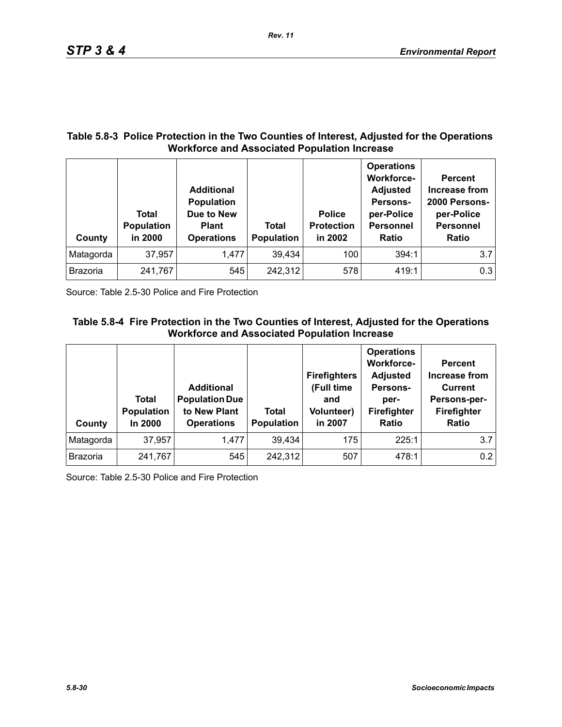**Table 5.8-3 Police Protection in the Two Counties of Interest, Adjusted for the Operations Workforce and Associated Population Increase**

| County | Total Population in 2000 | Additional Population Due to New Plant Operations | Total Population | Police Protection in 2002 | Operations Workforce-Adjusted Persons-per-Police Personnel Ratio | Percent Increase from 2000 Persons-per-Police Personnel Ratio |
|---|---|---|---|---|---|---|
| Matagorda | 37,957 | 1,477 | 39,434 | 100 | 394:1 | 3.7 |
| Brazoria | 241,767 | 545 | 242,312 | 578 | 419:1 | 0.3 |

Source: Table 2.5-30 Police and Fire Protection

**Table 5.8-4 Fire Protection in the Two Counties of Interest, Adjusted for the Operations Workforce and Associated Population Increase**

| County | Total Population In 2000 | Additional Population Due to New Plant Operations | Total Population | Firefighters (Full time and Volunteer) in 2007 | Operations Workforce-Adjusted Persons-per-Firefighter Ratio | Percent Increase from Current Persons-per-Firefighter Ratio |
|---|---|---|---|---|---|---|
| Matagorda | 37,957 | 1,477 | 39,434 | 175 | 225:1 | 3.7 |
| Brazoria | 241,767 | 545 | 242,312 | 507 | 478:1 | 0.2 |

Source: Table 2.5-30 Police and Fire Protection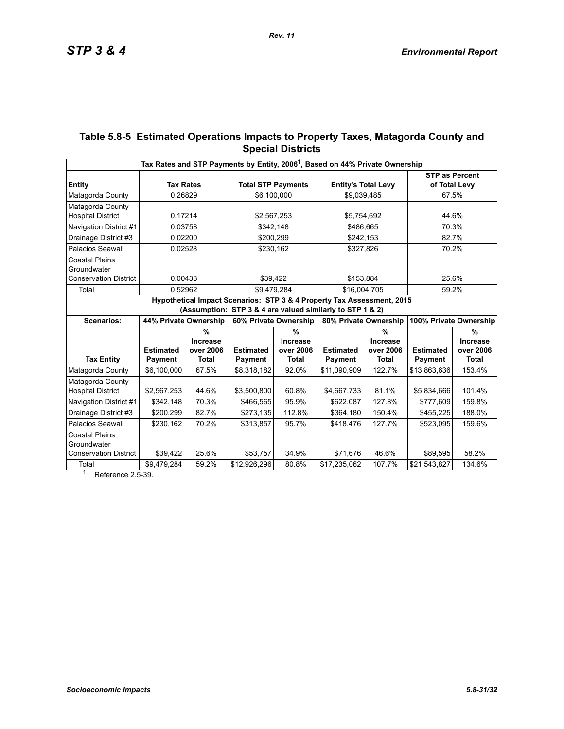## Table 5.8-5 Estimated Operations Impacts to Property Taxes, Matagorda County and Special Districts

| Tax Rates and STP Payments by Entity, 2006[1], Based on 44% Private Ownership | | | | | | | | |
|---|---|---|---|---|---|---|---|---|
| **Entity** | **Tax Rates** | | **Total STP Payments** | | **Entity's Total Levy** | | **STP as Percent of Total Levy** | |
| Matagorda County | 0.26829 | | $6,100,000 | | $9,039,485 | | 67.5% | |
| Matagorda County Hospital District | 0.17214 | | $2,567,253 | | $5,754,692 | | 44.6% | |
| Navigation District #1 | 0.03758 | | $342,148 | | $486,665 | | 70.3% | |
| Drainage District #3 | 0.02200 | | $200,299 | | $242,153 | | 82.7% | |
| Palacios Seawall | 0.02528 | | $230,162 | | $327,826 | | 70.2% | |
| Coastal Plains Groundwater Conservation District | 0.00433 | | $39,422 | | $153,884 | | 25.6% | |
| Total | 0.52962 | | $9,479,284 | | $16,004,705 | | 59.2% | |
| **Hypothetical Impact Scenarios: STP 3 & 4 Property Tax Assessment, 2015 (Assumption: STP 3 & 4 are valued similarly to STP 1 & 2)** | | | | | | | | |
| **Scenarios:** | **44% Private Ownership** | | **60% Private Ownership** | | **80% Private Ownership** | | **100% Private Ownership** | |
| **Tax Entity** | **Estimated Payment** | **% Increase over 2006 Total** | **Estimated Payment** | **% Increase over 2006 Total** | **Estimated Payment** | **% Increase over 2006 Total** | **Estimated Payment** | **% Increase over 2006 Total** |
| Matagorda County | $6,100,000 | 67.5% | $8,318,182 | 92.0% | $11,090,909 | 122.7% | $13,863,636 | 153.4% |
| Matagorda County Hospital District | $2,567,253 | 44.6% | $3,500,800 | 60.8% | $4,667,733 | 81.1% | $5,834,666 | 101.4% |
| Navigation District #1 | $342,148 | 70.3% | $466,565 | 95.9% | $622,087 | 127.8% | $777,609 | 159.8% |
| Drainage District #3 | $200,299 | 82.7% | $273,135 | 112.8% | $364,180 | 150.4% | $455,225 | 188.0% |
| Palacios Seawall | $230,162 | 70.2% | $313,857 | 95.7% | $418,476 | 127.7% | $523,095 | 159.6% |
| Coastal Plains Groundwater Conservation District | $39,422 | 25.6% | $53,757 | 34.9% | $71,676 | 46.6% | $89,595 | 58.2% |
| Total | $9,479,284 | 59.2% | $12,926,296 | 80.8% | $17,235,062 | 107.7% | $21,543,827 | 134.6% |

1. Reference 2.5-39.